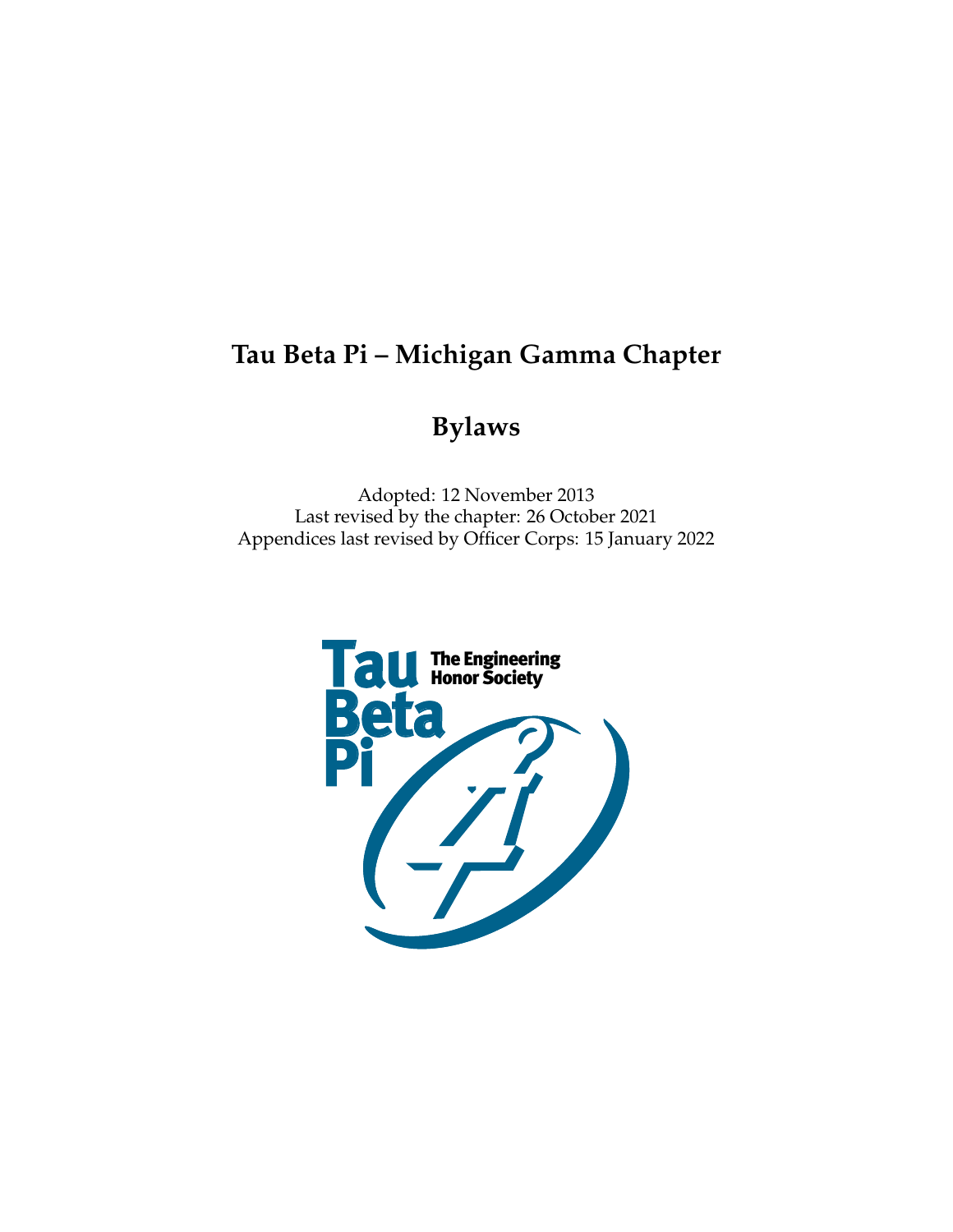# Tau Beta Pi – Michigan Gamma Chapter

## Bylaws

Adopted: 12 November 2013
Last revised by the chapter: 26 October 2021
Appendices last revised by Officer Corps: 15 January 2022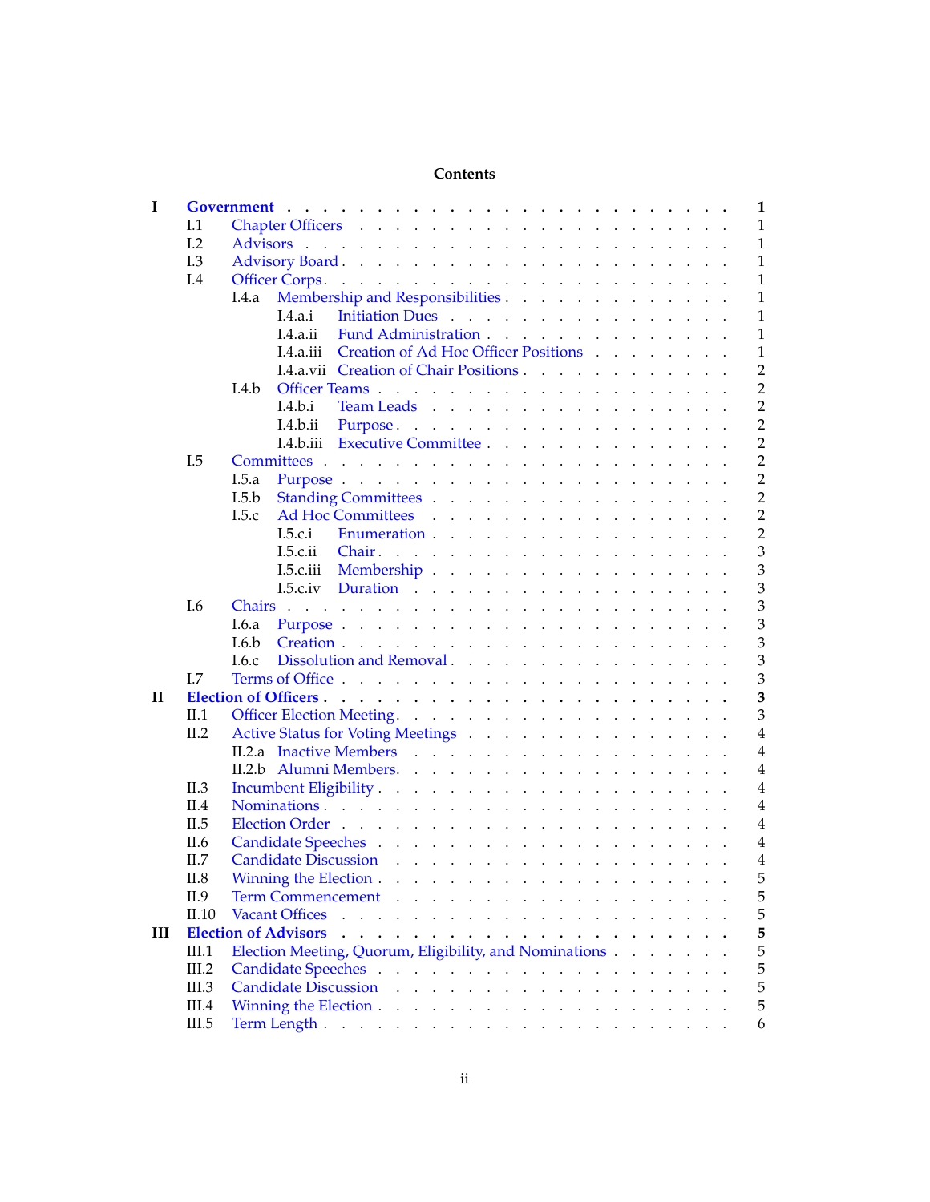# Contents

- **I Government** — **1**
  - I.1 Chapter Officers — 1
  - I.2 Advisors — 1
  - I.3 Advisory Board — 1
  - I.4 Officer Corps — 1
    - I.4.a Membership and Responsibilities — 1
      - I.4.a.i Initiation Dues — 1
      - I.4.a.ii Fund Administration — 1
      - I.4.a.iii Creation of Ad Hoc Officer Positions — 1
      - I.4.a.vii Creation of Chair Positions — 2
    - I.4.b Officer Teams — 2
      - I.4.b.i Team Leads — 2
      - I.4.b.ii Purpose — 2
      - I.4.b.iii Executive Committee — 2
  - I.5 Committees — 2
    - I.5.a Purpose — 2
    - I.5.b Standing Committees — 2
    - I.5.c Ad Hoc Committees — 2
      - I.5.c.i Enumeration — 2
      - I.5.c.ii Chair — 3
      - I.5.c.iii Membership — 3
      - I.5.c.iv Duration — 3
  - I.6 Chairs — 3
    - I.6.a Purpose — 3
    - I.6.b Creation — 3
    - I.6.c Dissolution and Removal — 3
  - I.7 Terms of Office — 3
- **II Election of Officers** — **3**
  - II.1 Officer Election Meeting — 3
  - II.2 Active Status for Voting Meetings — 4
    - II.2.a Inactive Members — 4
    - II.2.b Alumni Members — 4
  - II.3 Incumbent Eligibility — 4
  - II.4 Nominations — 4
  - II.5 Election Order — 4
  - II.6 Candidate Speeches — 4
  - II.7 Candidate Discussion — 4
  - II.8 Winning the Election — 5
  - II.9 Term Commencement — 5
  - II.10 Vacant Offices — 5
- **III Election of Advisors** — **5**
  - III.1 Election Meeting, Quorum, Eligibility, and Nominations — 5
  - III.2 Candidate Speeches — 5
  - III.3 Candidate Discussion — 5
  - III.4 Winning the Election — 5
  - III.5 Term Length — 6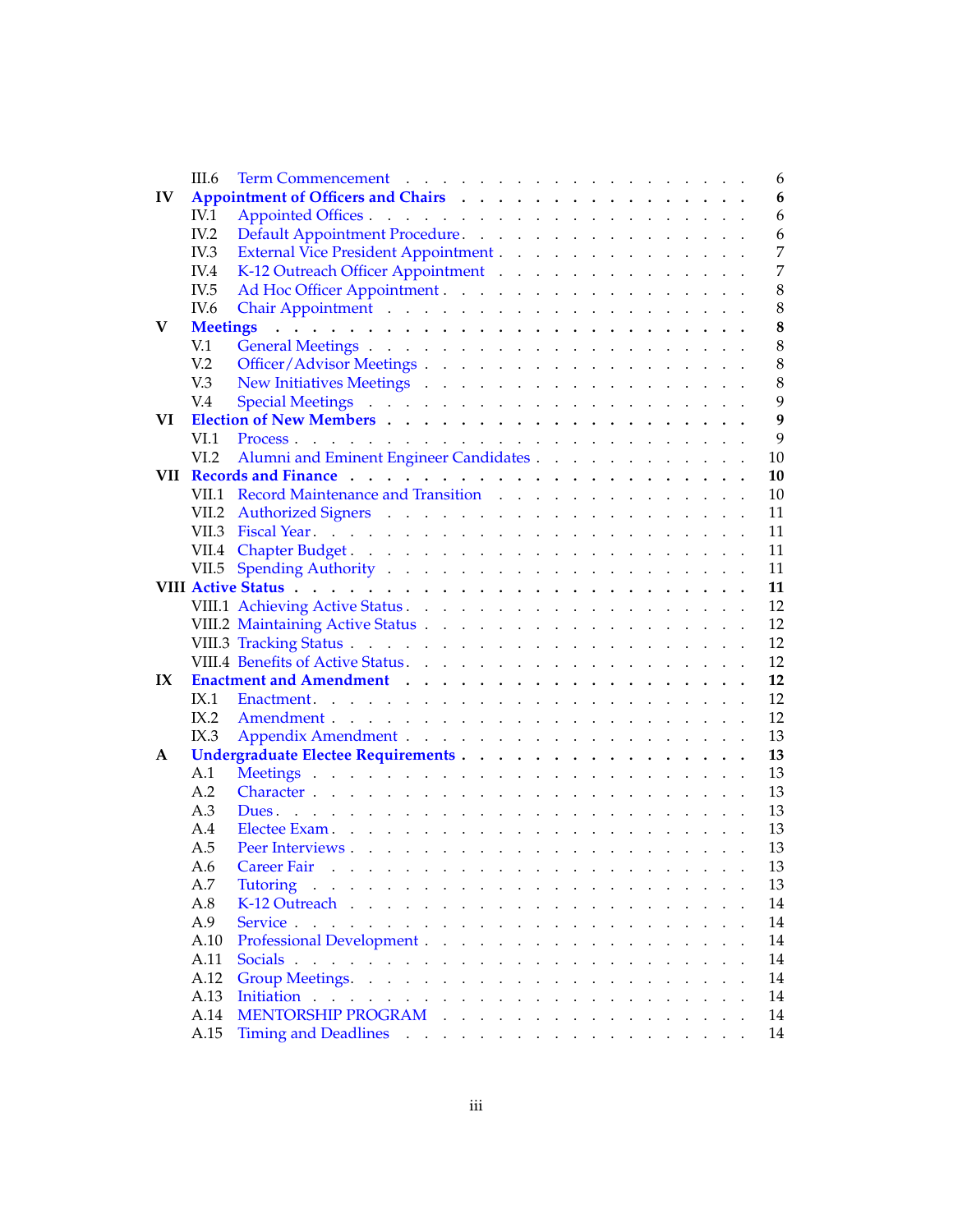III.6 Term Commencement . . . . . . . . . . . . . . . . . . . . 6

**IV Appointment of Officers and Chairs . . . . . . . . . . . . . . . . 6**

IV.1 Appointed Offices . . . . . . . . . . . . . . . . . . . . 6

IV.2 Default Appointment Procedure . . . . . . . . . . . . . . 6

IV.3 External Vice President Appointment . . . . . . . . . . . 7

IV.4 K-12 Outreach Officer Appointment . . . . . . . . . . . . 7

IV.5 Ad Hoc Officer Appointment . . . . . . . . . . . . . . . 8

IV.6 Chair Appointment . . . . . . . . . . . . . . . . . . . . 8

**V Meetings . . . . . . . . . . . . . . . . . . . . . . . . . . 8**

V.1 General Meetings . . . . . . . . . . . . . . . . . . . . . 8

V.2 Officer/Advisor Meetings . . . . . . . . . . . . . . . . . 8

V.3 New Initiatives Meetings . . . . . . . . . . . . . . . . . 8

V.4 Special Meetings . . . . . . . . . . . . . . . . . . . . . 9

**VI Election of New Members . . . . . . . . . . . . . . . . . . . 9**

VI.1 Process . . . . . . . . . . . . . . . . . . . . . . . . . 9

VI.2 Alumni and Eminent Engineer Candidates . . . . . . . . . 10

**VII Records and Finance . . . . . . . . . . . . . . . . . . . . . 10**

VII.1 Record Maintenance and Transition . . . . . . . . . . . . 10

VII.2 Authorized Signers . . . . . . . . . . . . . . . . . . . . 11

VII.3 Fiscal Year . . . . . . . . . . . . . . . . . . . . . . . 11

VII.4 Chapter Budget . . . . . . . . . . . . . . . . . . . . . . 11

VII.5 Spending Authority . . . . . . . . . . . . . . . . . . . . 11

**VIII Active Status . . . . . . . . . . . . . . . . . . . . . . . . 11**

VIII.1 Achieving Active Status . . . . . . . . . . . . . . . . . 12

VIII.2 Maintaining Active Status . . . . . . . . . . . . . . . . 12

VIII.3 Tracking Status . . . . . . . . . . . . . . . . . . . . . 12

VIII.4 Benefits of Active Status . . . . . . . . . . . . . . . . . 12

**IX Enactment and Amendment . . . . . . . . . . . . . . . . . . 12**

IX.1 Enactment . . . . . . . . . . . . . . . . . . . . . . . . 12

IX.2 Amendment . . . . . . . . . . . . . . . . . . . . . . . . 12

IX.3 Appendix Amendment . . . . . . . . . . . . . . . . . . . 13

**A Undergraduate Electee Requirements . . . . . . . . . . . . . . 13**

A.1 Meetings . . . . . . . . . . . . . . . . . . . . . . . . . 13

A.2 Character . . . . . . . . . . . . . . . . . . . . . . . . . 13

A.3 Dues . . . . . . . . . . . . . . . . . . . . . . . . . . . 13

A.4 Electee Exam . . . . . . . . . . . . . . . . . . . . . . . 13

A.5 Peer Interviews . . . . . . . . . . . . . . . . . . . . . . 13

A.6 Career Fair . . . . . . . . . . . . . . . . . . . . . . . . 13

A.7 Tutoring . . . . . . . . . . . . . . . . . . . . . . . . . 13

A.8 K-12 Outreach . . . . . . . . . . . . . . . . . . . . . . 14

A.9 Service . . . . . . . . . . . . . . . . . . . . . . . . . . 14

A.10 Professional Development . . . . . . . . . . . . . . . . . 14

A.11 Socials . . . . . . . . . . . . . . . . . . . . . . . . . . 14

A.12 Group Meetings . . . . . . . . . . . . . . . . . . . . . . 14

A.13 Initiation . . . . . . . . . . . . . . . . . . . . . . . . 14

A.14 MENTORSHIP PROGRAM . . . . . . . . . . . . . . . . . . 14

A.15 Timing and Deadlines . . . . . . . . . . . . . . . . . . . 14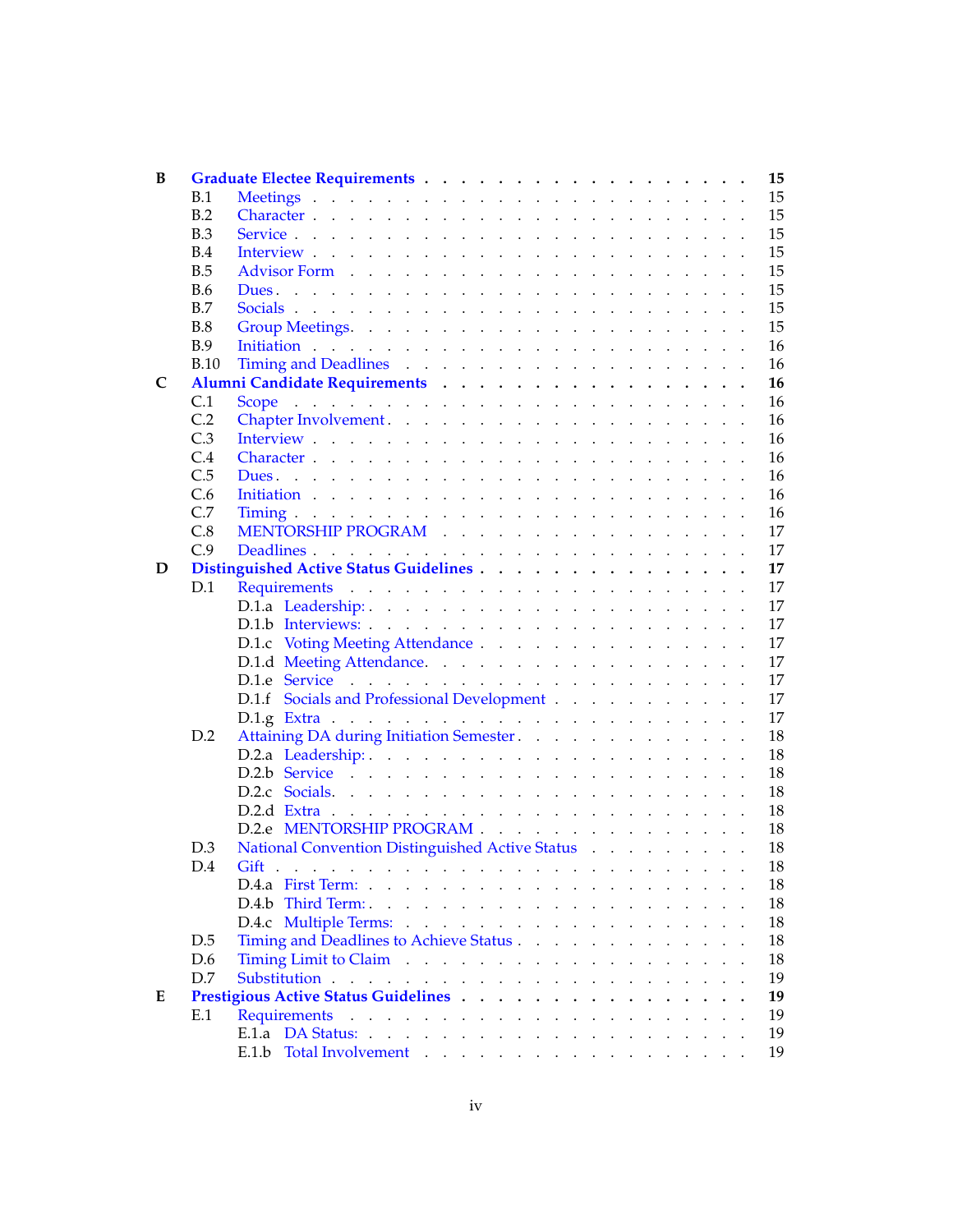- **B Graduate Electee Requirements** 15
  - B.1 Meetings 15
  - B.2 Character 15
  - B.3 Service 15
  - B.4 Interview 15
  - B.5 Advisor Form 15
  - B.6 Dues 15
  - B.7 Socials 15
  - B.8 Group Meetings 15
  - B.9 Initiation 16
  - B.10 Timing and Deadlines 16
- **C Alumni Candidate Requirements** 16
  - C.1 Scope 16
  - C.2 Chapter Involvement 16
  - C.3 Interview 16
  - C.4 Character 16
  - C.5 Dues 16
  - C.6 Initiation 16
  - C.7 Timing 16
  - C.8 MENTORSHIP PROGRAM 17
  - C.9 Deadlines 17
- **D Distinguished Active Status Guidelines** 17
  - D.1 Requirements 17
    - D.1.a Leadership: 17
    - D.1.b Interviews: 17
    - D.1.c Voting Meeting Attendance 17
    - D.1.d Meeting Attendance. 17
    - D.1.e Service 17
    - D.1.f Socials and Professional Development 17
    - D.1.g Extra 17
  - D.2 Attaining DA during Initiation Semester 18
    - D.2.a Leadership: 18
    - D.2.b Service 18
    - D.2.c Socials. 18
    - D.2.d Extra 18
    - D.2.e MENTORSHIP PROGRAM 18
  - D.3 National Convention Distinguished Active Status 18
  - D.4 Gift 18
    - D.4.a First Term: 18
    - D.4.b Third Term: 18
    - D.4.c Multiple Terms: 18
  - D.5 Timing and Deadlines to Achieve Status 18
  - D.6 Timing Limit to Claim 18
  - D.7 Substitution 19
- **E Prestigious Active Status Guidelines** 19
  - E.1 Requirements 19
    - E.1.a DA Status: 19
    - E.1.b Total Involvement 19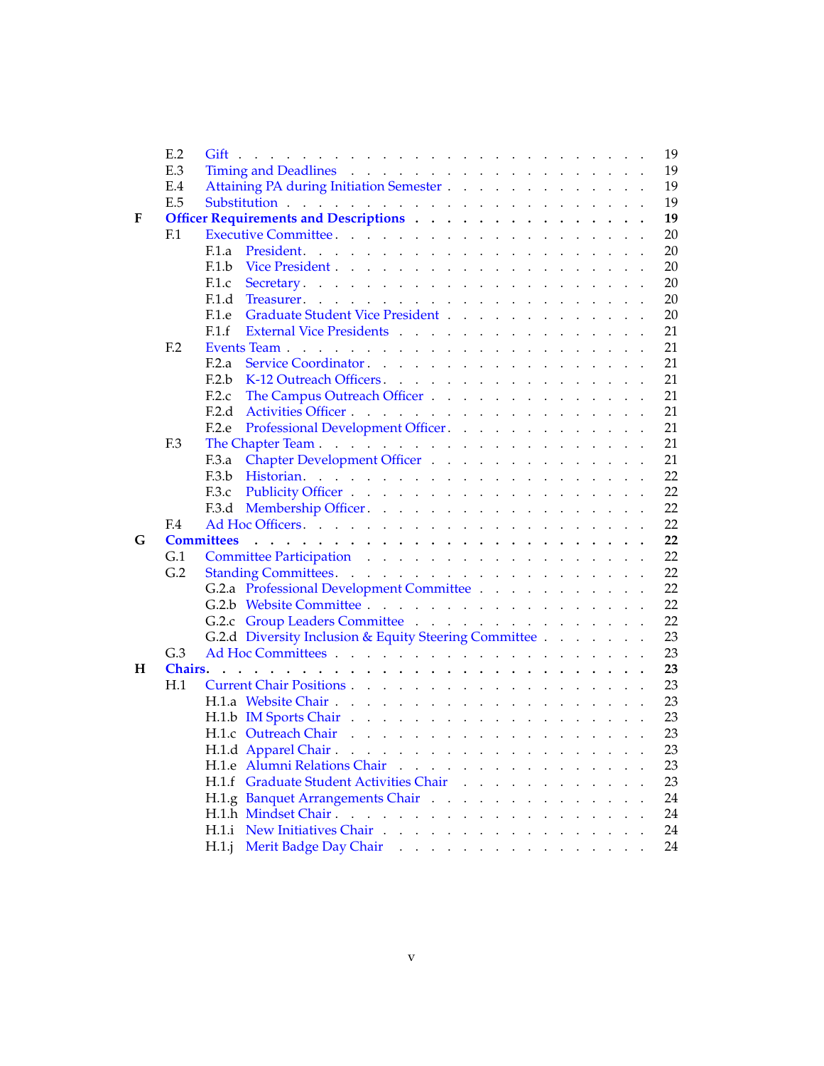- E.2 Gift . . . . . 19
- E.3 Timing and Deadlines . . . . . 19
- E.4 Attaining PA during Initiation Semester . . . . . 19
- E.5 Substitution . . . . . 19

**F Officer Requirements and Descriptions . . . . . 19**

- F.1 Executive Committee . . . . . 20
  - F.1.a President . . . . . 20
  - F.1.b Vice President . . . . . 20
  - F.1.c Secretary . . . . . 20
  - F.1.d Treasurer . . . . . 20
  - F.1.e Graduate Student Vice President . . . . . 20
  - F.1.f External Vice Presidents . . . . . 21
- F.2 Events Team . . . . . 21
  - F.2.a Service Coordinator . . . . . 21
  - F.2.b K-12 Outreach Officers . . . . . 21
  - F.2.c The Campus Outreach Officer . . . . . 21
  - F.2.d Activities Officer . . . . . 21
  - F.2.e Professional Development Officer . . . . . 21
- F.3 The Chapter Team . . . . . 21
  - F.3.a Chapter Development Officer . . . . . 21
  - F.3.b Historian . . . . . 22
  - F.3.c Publicity Officer . . . . . 22
  - F.3.d Membership Officer . . . . . 22
- F.4 Ad Hoc Officers . . . . . 22

**G Committees . . . . . 22**

- G.1 Committee Participation . . . . . 22
- G.2 Standing Committees . . . . . 22
  - G.2.a Professional Development Committee . . . . . 22
  - G.2.b Website Committee . . . . . 22
  - G.2.c Group Leaders Committee . . . . . 22
  - G.2.d Diversity Inclusion & Equity Steering Committee . . . . . 23
- G.3 Ad Hoc Committees . . . . . 23

**H Chairs . . . . . 23**

- H.1 Current Chair Positions . . . . . 23
  - H.1.a Website Chair . . . . . 23
  - H.1.b IM Sports Chair . . . . . 23
  - H.1.c Outreach Chair . . . . . 23
  - H.1.d Apparel Chair . . . . . 23
  - H.1.e Alumni Relations Chair . . . . . 23
  - H.1.f Graduate Student Activities Chair . . . . . 23
  - H.1.g Banquet Arrangements Chair . . . . . 24
  - H.1.h Mindset Chair . . . . . 24
  - H.1.i New Initiatives Chair . . . . . 24
  - H.1.j Merit Badge Day Chair . . . . . 24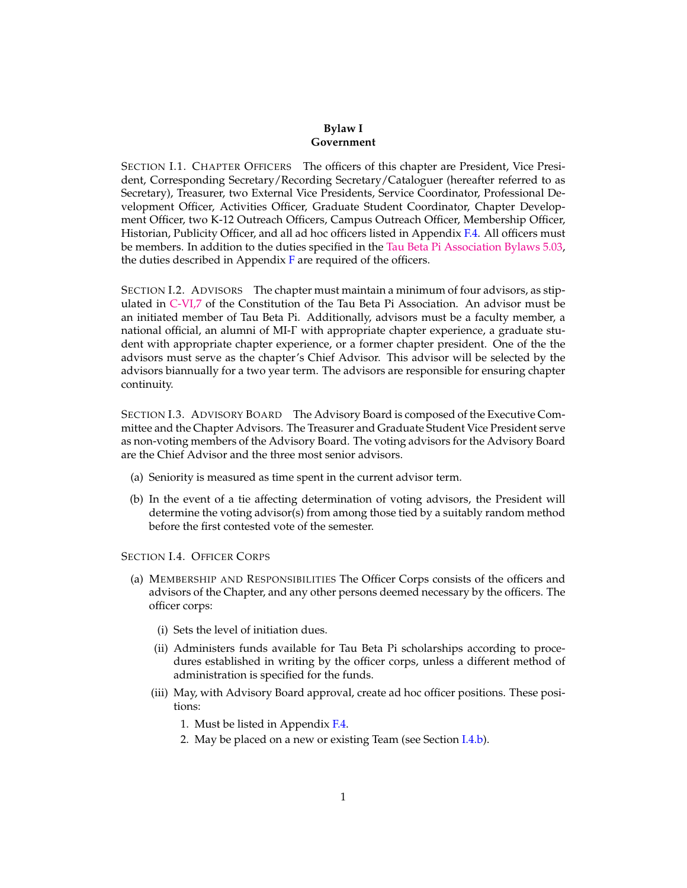# Bylaw I
# Government

SECTION I.1. CHAPTER OFFICERS The officers of this chapter are President, Vice President, Corresponding Secretary/Recording Secretary/Cataloguer (hereafter referred to as Secretary), Treasurer, two External Vice Presidents, Service Coordinator, Professional Development Officer, Activities Officer, Graduate Student Coordinator, Chapter Development Officer, two K-12 Outreach Officers, Campus Outreach Officer, Membership Officer, Historian, Publicity Officer, and all ad hoc officers listed in Appendix F.4. All officers must be members. In addition to the duties specified in the Tau Beta Pi Association Bylaws 5.03, the duties described in Appendix F are required of the officers.

SECTION I.2. ADVISORS The chapter must maintain a minimum of four advisors, as stipulated in C-VI,7 of the Constitution of the Tau Beta Pi Association. An advisor must be an initiated member of Tau Beta Pi. Additionally, advisors must be a faculty member, a national official, an alumni of MI-Γ with appropriate chapter experience, a graduate student with appropriate chapter experience, or a former chapter president. One of the the advisors must serve as the chapter's Chief Advisor. This advisor will be selected by the advisors biannually for a two year term. The advisors are responsible for ensuring chapter continuity.

SECTION I.3. ADVISORY BOARD The Advisory Board is composed of the Executive Committee and the Chapter Advisors. The Treasurer and Graduate Student Vice President serve as non-voting members of the Advisory Board. The voting advisors for the Advisory Board are the Chief Advisor and the three most senior advisors.

(a) Seniority is measured as time spent in the current advisor term.

(b) In the event of a tie affecting determination of voting advisors, the President will determine the voting advisor(s) from among those tied by a suitably random method before the first contested vote of the semester.

SECTION I.4. OFFICER CORPS

(a) MEMBERSHIP AND RESPONSIBILITIES The Officer Corps consists of the officers and advisors of the Chapter, and any other persons deemed necessary by the officers. The officer corps:

  (i) Sets the level of initiation dues.

  (ii) Administers funds available for Tau Beta Pi scholarships according to procedures established in writing by the officer corps, unless a different method of administration is specified for the funds.

  (iii) May, with Advisory Board approval, create ad hoc officer positions. These positions:

    1. Must be listed in Appendix F.4.
    2. May be placed on a new or existing Team (see Section I.4.b).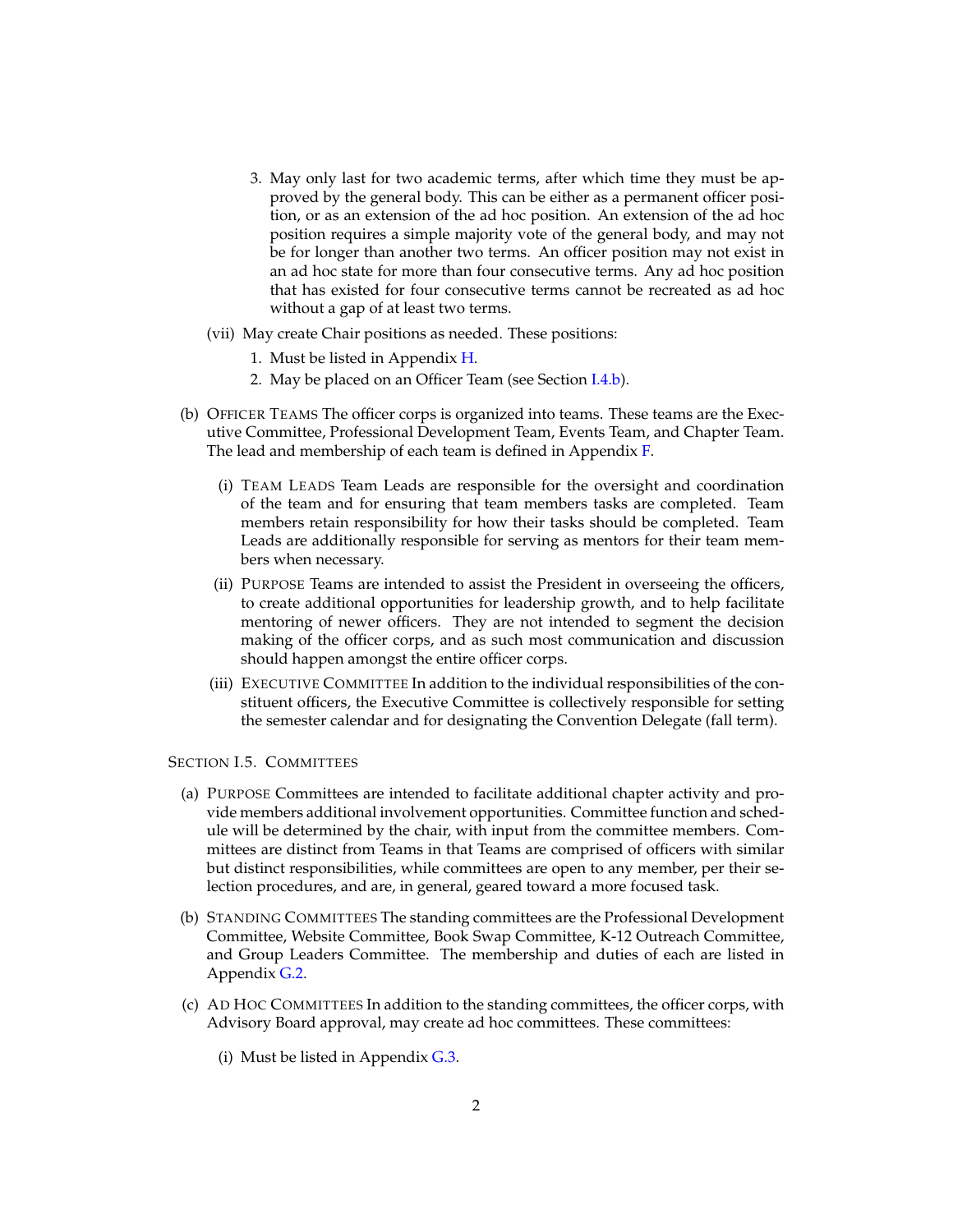3. May only last for two academic terms, after which time they must be approved by the general body. This can be either as a permanent officer position, or as an extension of the ad hoc position. An extension of the ad hoc position requires a simple majority vote of the general body, and may not be for longer than another two terms. An officer position may not exist in an ad hoc state for more than four consecutive terms. Any ad hoc position that has existed for four consecutive terms cannot be recreated as ad hoc without a gap of at least two terms.

(vii) May create Chair positions as needed. These positions:

1. Must be listed in Appendix H.
2. May be placed on an Officer Team (see Section I.4.b).

(b) OFFICER TEAMS The officer corps is organized into teams. These teams are the Executive Committee, Professional Development Team, Events Team, and Chapter Team. The lead and membership of each team is defined in Appendix F.

(i) TEAM LEADS Team Leads are responsible for the oversight and coordination of the team and for ensuring that team members tasks are completed. Team members retain responsibility for how their tasks should be completed. Team Leads are additionally responsible for serving as mentors for their team members when necessary.

(ii) PURPOSE Teams are intended to assist the President in overseeing the officers, to create additional opportunities for leadership growth, and to help facilitate mentoring of newer officers. They are not intended to segment the decision making of the officer corps, and as such most communication and discussion should happen amongst the entire officer corps.

(iii) EXECUTIVE COMMITTEE In addition to the individual responsibilities of the constituent officers, the Executive Committee is collectively responsible for setting the semester calendar and for designating the Convention Delegate (fall term).

### SECTION I.5. COMMITTEES

(a) PURPOSE Committees are intended to facilitate additional chapter activity and provide members additional involvement opportunities. Committee function and schedule will be determined by the chair, with input from the committee members. Committees are distinct from Teams in that Teams are comprised of officers with similar but distinct responsibilities, while committees are open to any member, per their selection procedures, and are, in general, geared toward a more focused task.

(b) STANDING COMMITTEES The standing committees are the Professional Development Committee, Website Committee, Book Swap Committee, K-12 Outreach Committee, and Group Leaders Committee. The membership and duties of each are listed in Appendix G.2.

(c) AD HOC COMMITTEES In addition to the standing committees, the officer corps, with Advisory Board approval, may create ad hoc committees. These committees:

(i) Must be listed in Appendix G.3.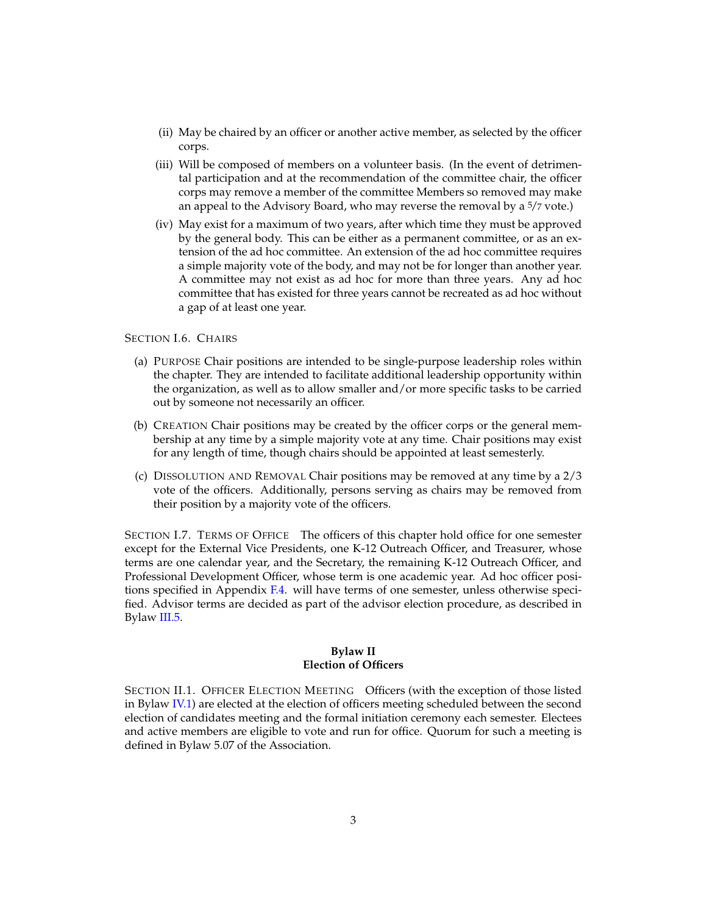(ii) May be chaired by an officer or another active member, as selected by the officer corps.

(iii) Will be composed of members on a volunteer basis. (In the event of detrimental participation and at the recommendation of the committee chair, the officer corps may remove a member of the committee Members so removed may make an appeal to the Advisory Board, who may reverse the removal by a 5/7 vote.)

(iv) May exist for a maximum of two years, after which time they must be approved by the general body. This can be either as a permanent committee, or as an extension of the ad hoc committee. An extension of the ad hoc committee requires a simple majority vote of the body, and may not be for longer than another year. A committee may not exist as ad hoc for more than three years. Any ad hoc committee that has existed for three years cannot be recreated as ad hoc without a gap of at least one year.

SECTION I.6. CHAIRS

(a) PURPOSE Chair positions are intended to be single-purpose leadership roles within the chapter. They are intended to facilitate additional leadership opportunity within the organization, as well as to allow smaller and/or more specific tasks to be carried out by someone not necessarily an officer.

(b) CREATION Chair positions may be created by the officer corps or the general membership at any time by a simple majority vote at any time. Chair positions may exist for any length of time, though chairs should be appointed at least semesterly.

(c) DISSOLUTION AND REMOVAL Chair positions may be removed at any time by a 2/3 vote of the officers. Additionally, persons serving as chairs may be removed from their position by a majority vote of the officers.

SECTION I.7. TERMS OF OFFICE The officers of this chapter hold office for one semester except for the External Vice Presidents, one K-12 Outreach Officer, and Treasurer, whose terms are one calendar year, and the Secretary, the remaining K-12 Outreach Officer, and Professional Development Officer, whose term is one academic year. Ad hoc officer positions specified in Appendix F.4. will have terms of one semester, unless otherwise specified. Advisor terms are decided as part of the advisor election procedure, as described in Bylaw III.5.

## Bylaw II
## Election of Officers

SECTION II.1. OFFICER ELECTION MEETING Officers (with the exception of those listed in Bylaw IV.1) are elected at the election of officers meeting scheduled between the second election of candidates meeting and the formal initiation ceremony each semester. Electees and active members are eligible to vote and run for office. Quorum for such a meeting is defined in Bylaw 5.07 of the Association.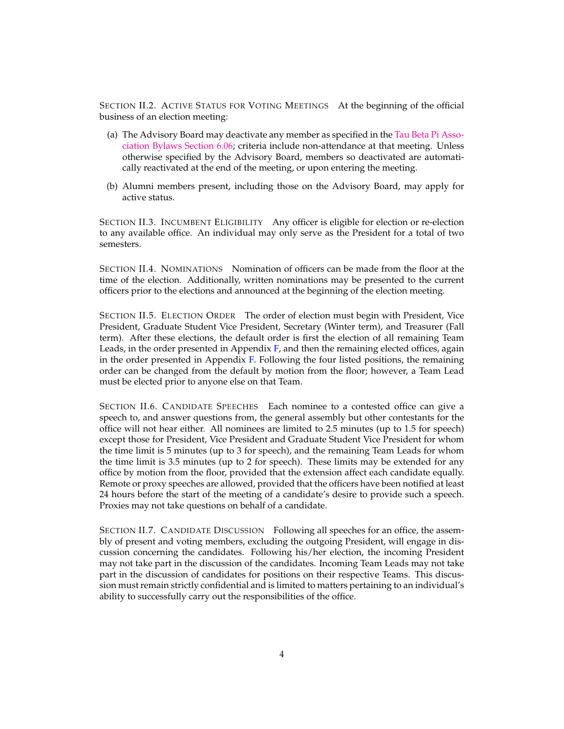SECTION II.2. ACTIVE STATUS FOR VOTING MEETINGS At the beginning of the official business of an election meeting:

(a) The Advisory Board may deactivate any member as specified in the Tau Beta Pi Association Bylaws Section 6.06; criteria include non-attendance at that meeting. Unless otherwise specified by the Advisory Board, members so deactivated are automatically reactivated at the end of the meeting, or upon entering the meeting.

(b) Alumni members present, including those on the Advisory Board, may apply for active status.

SECTION II.3. INCUMBENT ELIGIBILITY Any officer is eligible for election or re-election to any available office. An individual may only serve as the President for a total of two semesters.

SECTION II.4. NOMINATIONS Nomination of officers can be made from the floor at the time of the election. Additionally, written nominations may be presented to the current officers prior to the elections and announced at the beginning of the election meeting.

SECTION II.5. ELECTION ORDER The order of election must begin with President, Vice President, Graduate Student Vice President, Secretary (Winter term), and Treasurer (Fall term). After these elections, the default order is first the election of all remaining Team Leads, in the order presented in Appendix F, and then the remaining elected offices, again in the order presented in Appendix F. Following the four listed positions, the remaining order can be changed from the default by motion from the floor; however, a Team Lead must be elected prior to anyone else on that Team.

SECTION II.6. CANDIDATE SPEECHES Each nominee to a contested office can give a speech to, and answer questions from, the general assembly but other contestants for the office will not hear either. All nominees are limited to 2.5 minutes (up to 1.5 for speech) except those for President, Vice President and Graduate Student Vice President for whom the time limit is 5 minutes (up to 3 for speech), and the remaining Team Leads for whom the time limit is 3.5 minutes (up to 2 for speech). These limits may be extended for any office by motion from the floor, provided that the extension affect each candidate equally. Remote or proxy speeches are allowed, provided that the officers have been notified at least 24 hours before the start of the meeting of a candidate's desire to provide such a speech. Proxies may not take questions on behalf of a candidate.

SECTION II.7. CANDIDATE DISCUSSION Following all speeches for an office, the assembly of present and voting members, excluding the outgoing President, will engage in discussion concerning the candidates. Following his/her election, the incoming President may not take part in the discussion of the candidates. Incoming Team Leads may not take part in the discussion of candidates for positions on their respective Teams. This discussion must remain strictly confidential and is limited to matters pertaining to an individual's ability to successfully carry out the responsibilities of the office.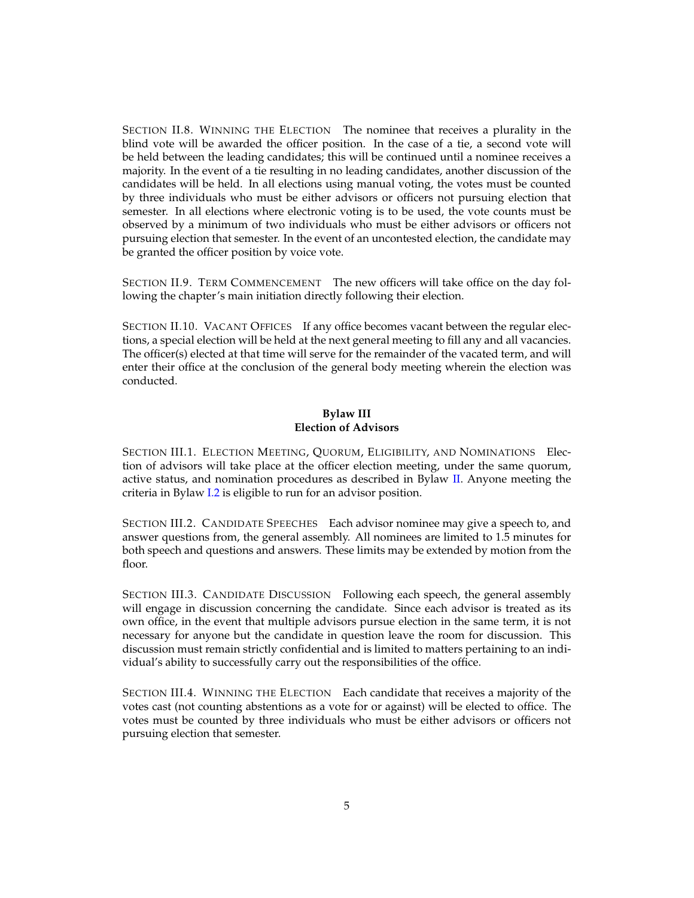**Section II.8. Winning the Election** The nominee that receives a plurality in the blind vote will be awarded the officer position. In the case of a tie, a second vote will be held between the leading candidates; this will be continued until a nominee receives a majority. In the event of a tie resulting in no leading candidates, another discussion of the candidates will be held. In all elections using manual voting, the votes must be counted by three individuals who must be either advisors or officers not pursuing election that semester. In all elections where electronic voting is to be used, the vote counts must be observed by a minimum of two individuals who must be either advisors or officers not pursuing election that semester. In the event of an uncontested election, the candidate may be granted the officer position by voice vote.

**Section II.9. Term Commencement** The new officers will take office on the day following the chapter's main initiation directly following their election.

**Section II.10. Vacant Offices** If any office becomes vacant between the regular elections, a special election will be held at the next general meeting to fill any and all vacancies. The officer(s) elected at that time will serve for the remainder of the vacated term, and will enter their office at the conclusion of the general body meeting wherein the election was conducted.

## Bylaw III
## Election of Advisors

**Section III.1. Election Meeting, Quorum, Eligibility, and Nominations** Election of advisors will take place at the officer election meeting, under the same quorum, active status, and nomination procedures as described in Bylaw II. Anyone meeting the criteria in Bylaw I.2 is eligible to run for an advisor position.

**Section III.2. Candidate Speeches** Each advisor nominee may give a speech to, and answer questions from, the general assembly. All nominees are limited to 1.5 minutes for both speech and questions and answers. These limits may be extended by motion from the floor.

**Section III.3. Candidate Discussion** Following each speech, the general assembly will engage in discussion concerning the candidate. Since each advisor is treated as its own office, in the event that multiple advisors pursue election in the same term, it is not necessary for anyone but the candidate in question leave the room for discussion. This discussion must remain strictly confidential and is limited to matters pertaining to an individual's ability to successfully carry out the responsibilities of the office.

**Section III.4. Winning the Election** Each candidate that receives a majority of the votes cast (not counting abstentions as a vote for or against) will be elected to office. The votes must be counted by three individuals who must be either advisors or officers not pursuing election that semester.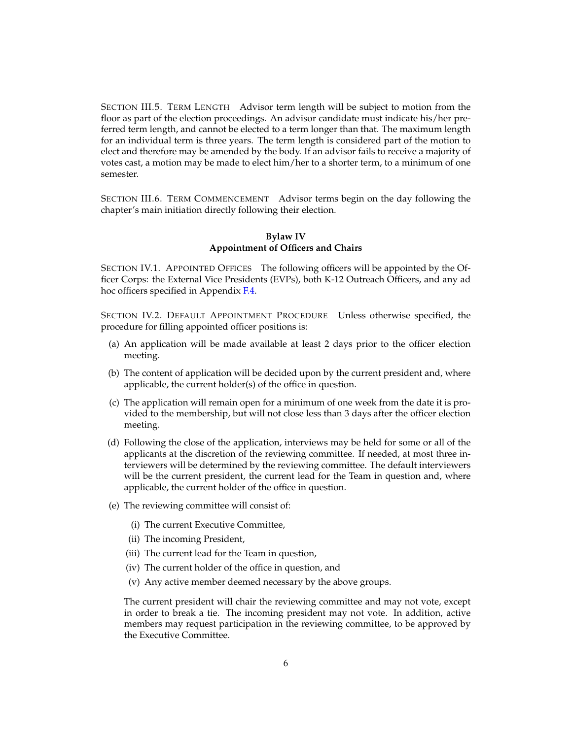SECTION III.5. TERM LENGTH Advisor term length will be subject to motion from the floor as part of the election proceedings. An advisor candidate must indicate his/her preferred term length, and cannot be elected to a term longer than that. The maximum length for an individual term is three years. The term length is considered part of the motion to elect and therefore may be amended by the body. If an advisor fails to receive a majority of votes cast, a motion may be made to elect him/her to a shorter term, to a minimum of one semester.

SECTION III.6. TERM COMMENCEMENT Advisor terms begin on the day following the chapter's main initiation directly following their election.

## Bylaw IV
## Appointment of Officers and Chairs

SECTION IV.1. APPOINTED OFFICES The following officers will be appointed by the Officer Corps: the External Vice Presidents (EVPs), both K-12 Outreach Officers, and any ad hoc officers specified in Appendix F.4.

SECTION IV.2. DEFAULT APPOINTMENT PROCEDURE Unless otherwise specified, the procedure for filling appointed officer positions is:

(a) An application will be made available at least 2 days prior to the officer election meeting.

(b) The content of application will be decided upon by the current president and, where applicable, the current holder(s) of the office in question.

(c) The application will remain open for a minimum of one week from the date it is provided to the membership, but will not close less than 3 days after the officer election meeting.

(d) Following the close of the application, interviews may be held for some or all of the applicants at the discretion of the reviewing committee. If needed, at most three interviewers will be determined by the reviewing committee. The default interviewers will be the current president, the current lead for the Team in question and, where applicable, the current holder of the office in question.

(e) The reviewing committee will consist of:

   (i) The current Executive Committee,

   (ii) The incoming President,

   (iii) The current lead for the Team in question,

   (iv) The current holder of the office in question, and

   (v) Any active member deemed necessary by the above groups.

   The current president will chair the reviewing committee and may not vote, except in order to break a tie. The incoming president may not vote. In addition, active members may request participation in the reviewing committee, to be approved by the Executive Committee.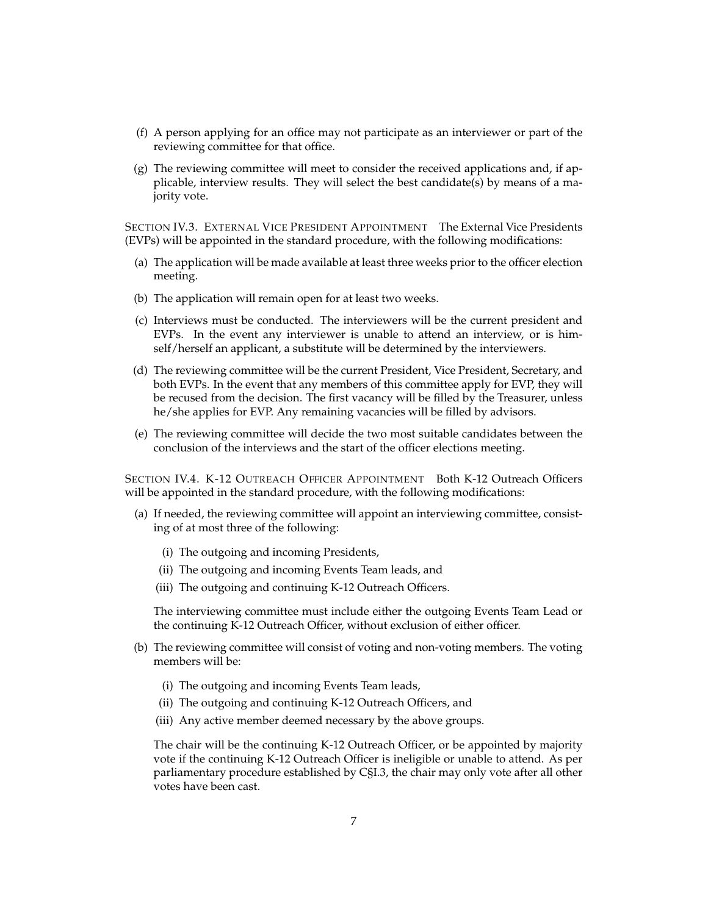(f) A person applying for an office may not participate as an interviewer or part of the reviewing committee for that office.

(g) The reviewing committee will meet to consider the received applications and, if applicable, interview results. They will select the best candidate(s) by means of a majority vote.

SECTION IV.3. EXTERNAL VICE PRESIDENT APPOINTMENT The External Vice Presidents (EVPs) will be appointed in the standard procedure, with the following modifications:

(a) The application will be made available at least three weeks prior to the officer election meeting.

(b) The application will remain open for at least two weeks.

(c) Interviews must be conducted. The interviewers will be the current president and EVPs. In the event any interviewer is unable to attend an interview, or is himself/herself an applicant, a substitute will be determined by the interviewers.

(d) The reviewing committee will be the current President, Vice President, Secretary, and both EVPs. In the event that any members of this committee apply for EVP, they will be recused from the decision. The first vacancy will be filled by the Treasurer, unless he/she applies for EVP. Any remaining vacancies will be filled by advisors.

(e) The reviewing committee will decide the two most suitable candidates between the conclusion of the interviews and the start of the officer elections meeting.

SECTION IV.4. K-12 OUTREACH OFFICER APPOINTMENT Both K-12 Outreach Officers will be appointed in the standard procedure, with the following modifications:

(a) If needed, the reviewing committee will appoint an interviewing committee, consisting of at most three of the following:

   (i) The outgoing and incoming Presidents,

   (ii) The outgoing and incoming Events Team leads, and

   (iii) The outgoing and continuing K-12 Outreach Officers.

   The interviewing committee must include either the outgoing Events Team Lead or the continuing K-12 Outreach Officer, without exclusion of either officer.

(b) The reviewing committee will consist of voting and non-voting members. The voting members will be:

   (i) The outgoing and incoming Events Team leads,

   (ii) The outgoing and continuing K-12 Outreach Officers, and

   (iii) Any active member deemed necessary by the above groups.

   The chair will be the continuing K-12 Outreach Officer, or be appointed by majority vote if the continuing K-12 Outreach Officer is ineligible or unable to attend. As per parliamentary procedure established by C§I.3, the chair may only vote after all other votes have been cast.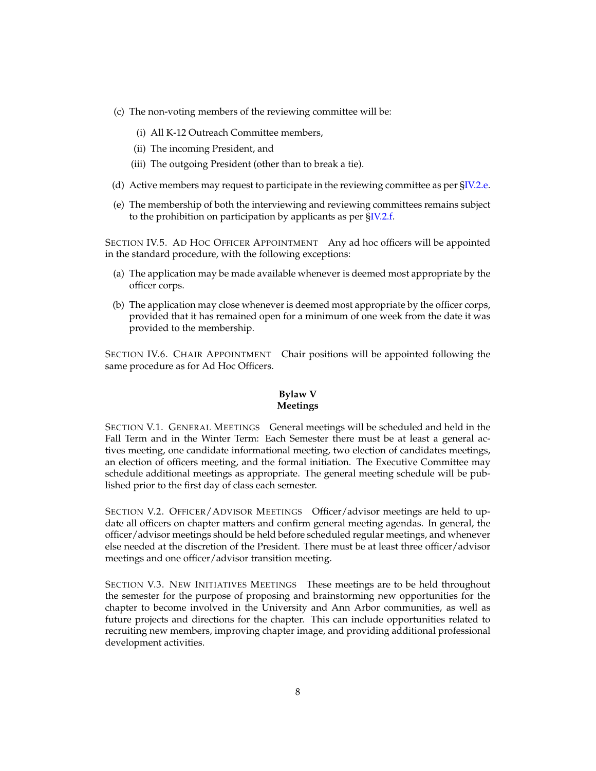(c) The non-voting members of the reviewing committee will be:

   (i) All K-12 Outreach Committee members,

   (ii) The incoming President, and

   (iii) The outgoing President (other than to break a tie).

(d) Active members may request to participate in the reviewing committee as per §IV.2.e.

(e) The membership of both the interviewing and reviewing committees remains subject to the prohibition on participation by applicants as per §IV.2.f.

SECTION IV.5. AD HOC OFFICER APPOINTMENT Any ad hoc officers will be appointed in the standard procedure, with the following exceptions:

(a) The application may be made available whenever is deemed most appropriate by the officer corps.

(b) The application may close whenever is deemed most appropriate by the officer corps, provided that it has remained open for a minimum of one week from the date it was provided to the membership.

SECTION IV.6. CHAIR APPOINTMENT Chair positions will be appointed following the same procedure as for Ad Hoc Officers.

## Bylaw V
## Meetings

SECTION V.1. GENERAL MEETINGS General meetings will be scheduled and held in the Fall Term and in the Winter Term: Each Semester there must be at least a general actives meeting, one candidate informational meeting, two election of candidates meetings, an election of officers meeting, and the formal initiation. The Executive Committee may schedule additional meetings as appropriate. The general meeting schedule will be published prior to the first day of class each semester.

SECTION V.2. OFFICER/ADVISOR MEETINGS Officer/advisor meetings are held to update all officers on chapter matters and confirm general meeting agendas. In general, the officer/advisor meetings should be held before scheduled regular meetings, and whenever else needed at the discretion of the President. There must be at least three officer/advisor meetings and one officer/advisor transition meeting.

SECTION V.3. NEW INITIATIVES MEETINGS These meetings are to be held throughout the semester for the purpose of proposing and brainstorming new opportunities for the chapter to become involved in the University and Ann Arbor communities, as well as future projects and directions for the chapter. This can include opportunities related to recruiting new members, improving chapter image, and providing additional professional development activities.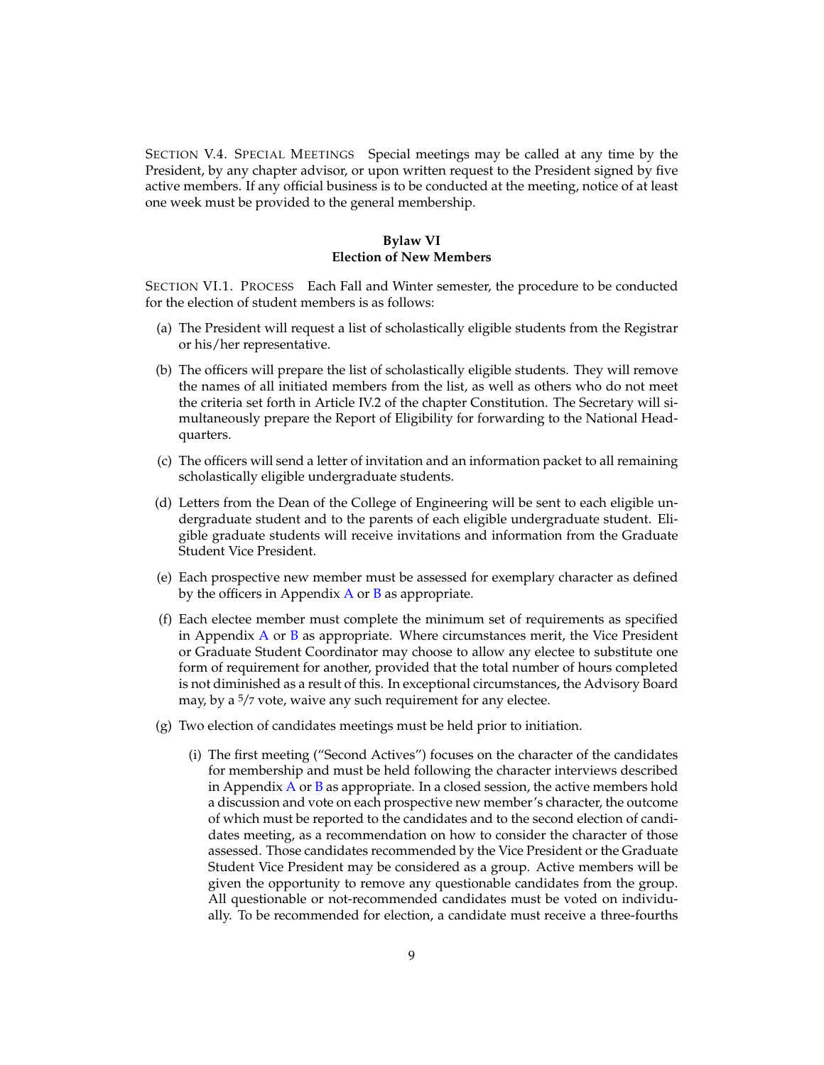SECTION V.4. SPECIAL MEETINGS Special meetings may be called at any time by the President, by any chapter advisor, or upon written request to the President signed by five active members. If any official business is to be conducted at the meeting, notice of at least one week must be provided to the general membership.

## Bylaw VI
## Election of New Members

SECTION VI.1. PROCESS Each Fall and Winter semester, the procedure to be conducted for the election of student members is as follows:

(a) The President will request a list of scholastically eligible students from the Registrar or his/her representative.

(b) The officers will prepare the list of scholastically eligible students. They will remove the names of all initiated members from the list, as well as others who do not meet the criteria set forth in Article IV.2 of the chapter Constitution. The Secretary will simultaneously prepare the Report of Eligibility for forwarding to the National Headquarters.

(c) The officers will send a letter of invitation and an information packet to all remaining scholastically eligible undergraduate students.

(d) Letters from the Dean of the College of Engineering will be sent to each eligible undergraduate student and to the parents of each eligible undergraduate student. Eligible graduate students will receive invitations and information from the Graduate Student Vice President.

(e) Each prospective new member must be assessed for exemplary character as defined by the officers in Appendix A or B as appropriate.

(f) Each electee member must complete the minimum set of requirements as specified in Appendix A or B as appropriate. Where circumstances merit, the Vice President or Graduate Student Coordinator may choose to allow any electee to substitute one form of requirement for another, provided that the total number of hours completed is not diminished as a result of this. In exceptional circumstances, the Advisory Board may, by a 5/7 vote, waive any such requirement for any electee.

(g) Two election of candidates meetings must be held prior to initiation.

   (i) The first meeting ("Second Actives") focuses on the character of the candidates for membership and must be held following the character interviews described in Appendix A or B as appropriate. In a closed session, the active members hold a discussion and vote on each prospective new member's character, the outcome of which must be reported to the candidates and to the second election of candidates meeting, as a recommendation on how to consider the character of those assessed. Those candidates recommended by the Vice President or the Graduate Student Vice President may be considered as a group. Active members will be given the opportunity to remove any questionable candidates from the group. All questionable or not-recommended candidates must be voted on individually. To be recommended for election, a candidate must receive a three-fourths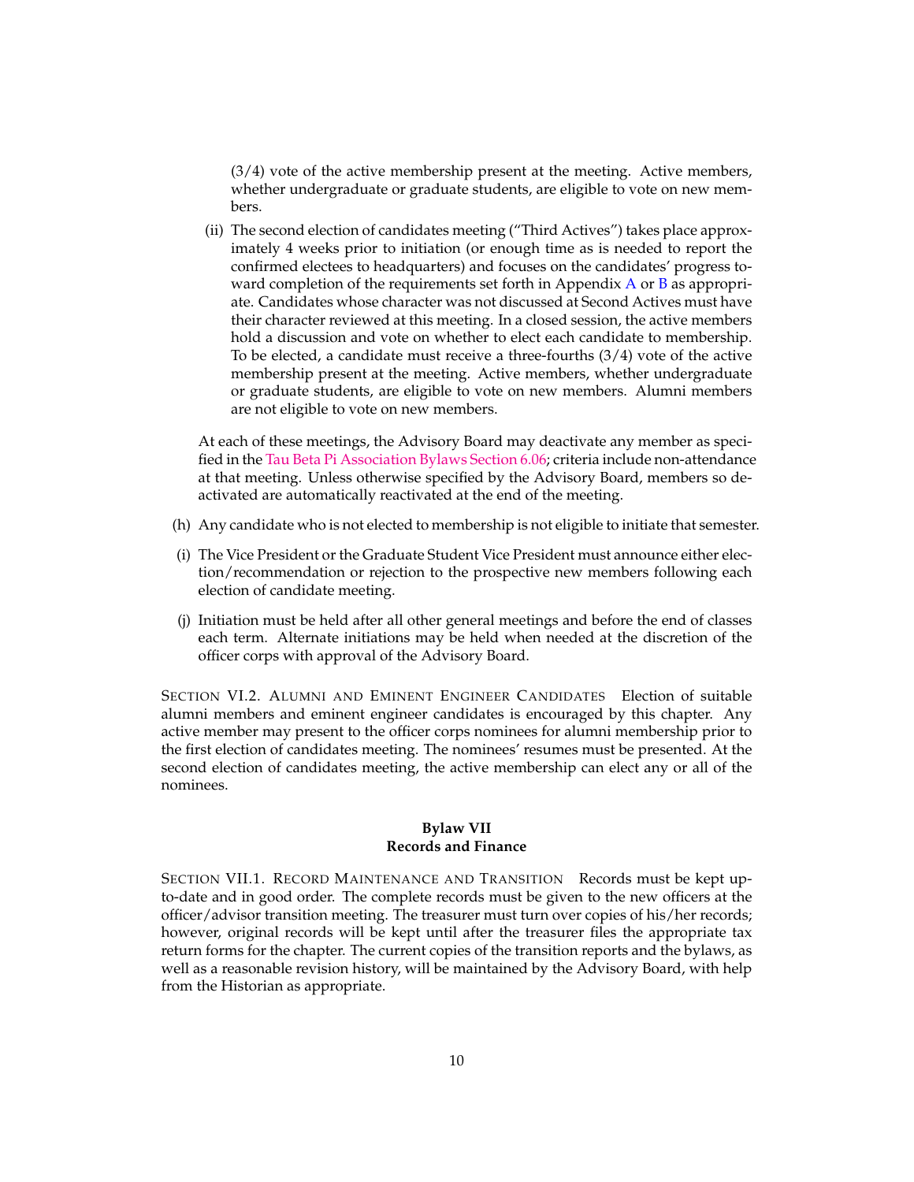(3/4) vote of the active membership present at the meeting. Active members, whether undergraduate or graduate students, are eligible to vote on new members.

(ii) The second election of candidates meeting ("Third Actives") takes place approximately 4 weeks prior to initiation (or enough time as is needed to report the confirmed electees to headquarters) and focuses on the candidates' progress toward completion of the requirements set forth in Appendix A or B as appropriate. Candidates whose character was not discussed at Second Actives must have their character reviewed at this meeting. In a closed session, the active members hold a discussion and vote on whether to elect each candidate to membership. To be elected, a candidate must receive a three-fourths (3/4) vote of the active membership present at the meeting. Active members, whether undergraduate or graduate students, are eligible to vote on new members. Alumni members are not eligible to vote on new members.

At each of these meetings, the Advisory Board may deactivate any member as specified in the Tau Beta Pi Association Bylaws Section 6.06; criteria include non-attendance at that meeting. Unless otherwise specified by the Advisory Board, members so deactivated are automatically reactivated at the end of the meeting.

(h) Any candidate who is not elected to membership is not eligible to initiate that semester.

(i) The Vice President or the Graduate Student Vice President must announce either election/recommendation or rejection to the prospective new members following each election of candidate meeting.

(j) Initiation must be held after all other general meetings and before the end of classes each term. Alternate initiations may be held when needed at the discretion of the officer corps with approval of the Advisory Board.

SECTION VI.2. ALUMNI AND EMINENT ENGINEER CANDIDATES Election of suitable alumni members and eminent engineer candidates is encouraged by this chapter. Any active member may present to the officer corps nominees for alumni membership prior to the first election of candidates meeting. The nominees' resumes must be presented. At the second election of candidates meeting, the active membership can elect any or all of the nominees.

## Bylaw VII
## Records and Finance

SECTION VII.1. RECORD MAINTENANCE AND TRANSITION Records must be kept up-to-date and in good order. The complete records must be given to the new officers at the officer/advisor transition meeting. The treasurer must turn over copies of his/her records; however, original records will be kept until after the treasurer files the appropriate tax return forms for the chapter. The current copies of the transition reports and the bylaws, as well as a reasonable revision history, will be maintained by the Advisory Board, with help from the Historian as appropriate.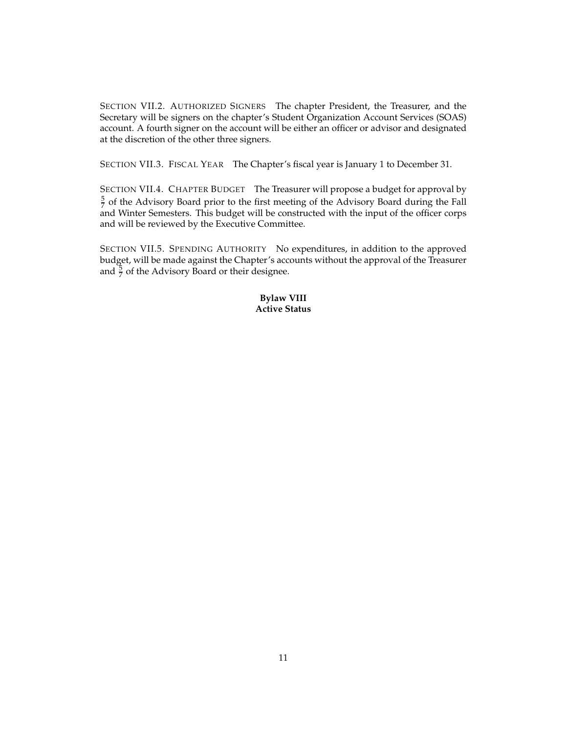SECTION VII.2. AUTHORIZED SIGNERS The chapter President, the Treasurer, and the Secretary will be signers on the chapter's Student Organization Account Services (SOAS) account. A fourth signer on the account will be either an officer or advisor and designated at the discretion of the other three signers.

SECTION VII.3. FISCAL YEAR The Chapter's fiscal year is January 1 to December 31.

SECTION VII.4. CHAPTER BUDGET The Treasurer will propose a budget for approval by $\frac{5}{7}$ of the Advisory Board prior to the first meeting of the Advisory Board during the Fall and Winter Semesters. This budget will be constructed with the input of the officer corps and will be reviewed by the Executive Committee.

SECTION VII.5. SPENDING AUTHORITY No expenditures, in addition to the approved budget, will be made against the Chapter's accounts without the approval of the Treasurer and $\frac{5}{7}$ of the Advisory Board or their designee.

## Bylaw VIII
## Active Status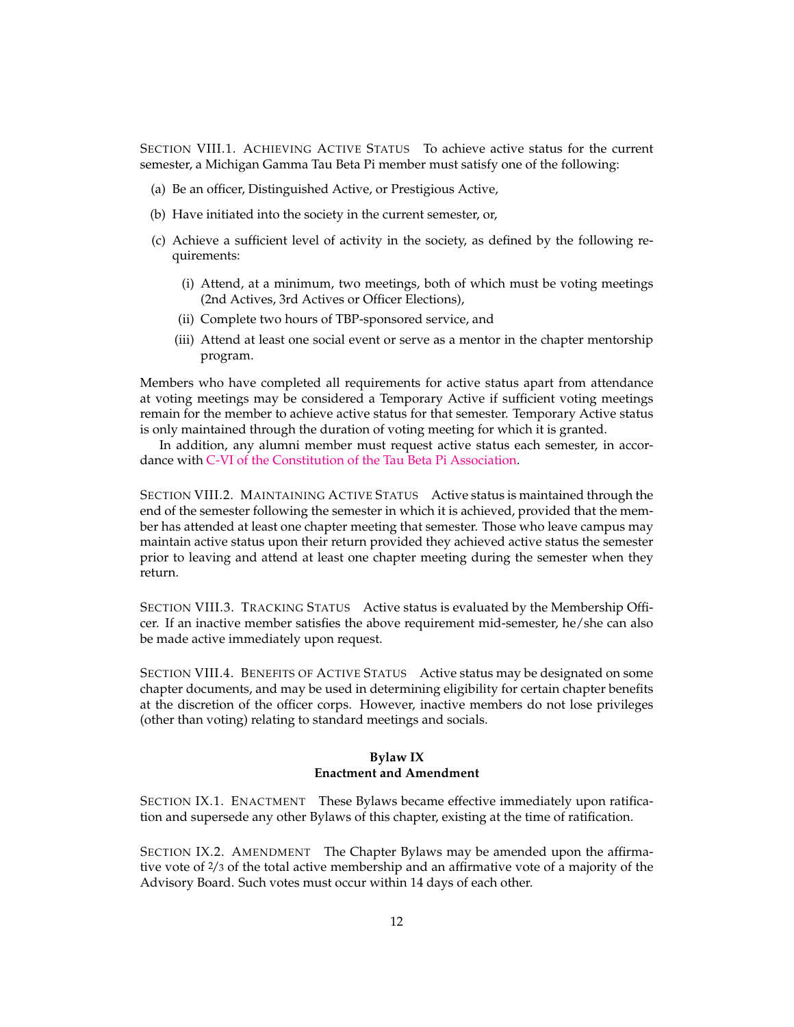Section VIII.1. Achieving Active Status  To achieve active status for the current semester, a Michigan Gamma Tau Beta Pi member must satisfy one of the following:

(a) Be an officer, Distinguished Active, or Prestigious Active,

(b) Have initiated into the society in the current semester, or,

(c) Achieve a sufficient level of activity in the society, as defined by the following requirements:

   (i) Attend, at a minimum, two meetings, both of which must be voting meetings (2nd Actives, 3rd Actives or Officer Elections),

   (ii) Complete two hours of TBP-sponsored service, and

   (iii) Attend at least one social event or serve as a mentor in the chapter mentorship program.

Members who have completed all requirements for active status apart from attendance at voting meetings may be considered a Temporary Active if sufficient voting meetings remain for the member to achieve active status for that semester. Temporary Active status is only maintained through the duration of voting meeting for which it is granted.

In addition, any alumni member must request active status each semester, in accordance with C-VI of the Constitution of the Tau Beta Pi Association.

Section VIII.2. Maintaining Active Status  Active status is maintained through the end of the semester following the semester in which it is achieved, provided that the member has attended at least one chapter meeting that semester. Those who leave campus may maintain active status upon their return provided they achieved active status the semester prior to leaving and attend at least one chapter meeting during the semester when they return.

Section VIII.3. Tracking Status  Active status is evaluated by the Membership Officer. If an inactive member satisfies the above requirement mid-semester, he/she can also be made active immediately upon request.

Section VIII.4. Benefits of Active Status  Active status may be designated on some chapter documents, and may be used in determining eligibility for certain chapter benefits at the discretion of the officer corps. However, inactive members do not lose privileges (other than voting) relating to standard meetings and socials.

## Bylaw IX
## Enactment and Amendment

Section IX.1. Enactment  These Bylaws became effective immediately upon ratification and supersede any other Bylaws of this chapter, existing at the time of ratification.

Section IX.2. Amendment  The Chapter Bylaws may be amended upon the affirmative vote of 2/3 of the total active membership and an affirmative vote of a majority of the Advisory Board. Such votes must occur within 14 days of each other.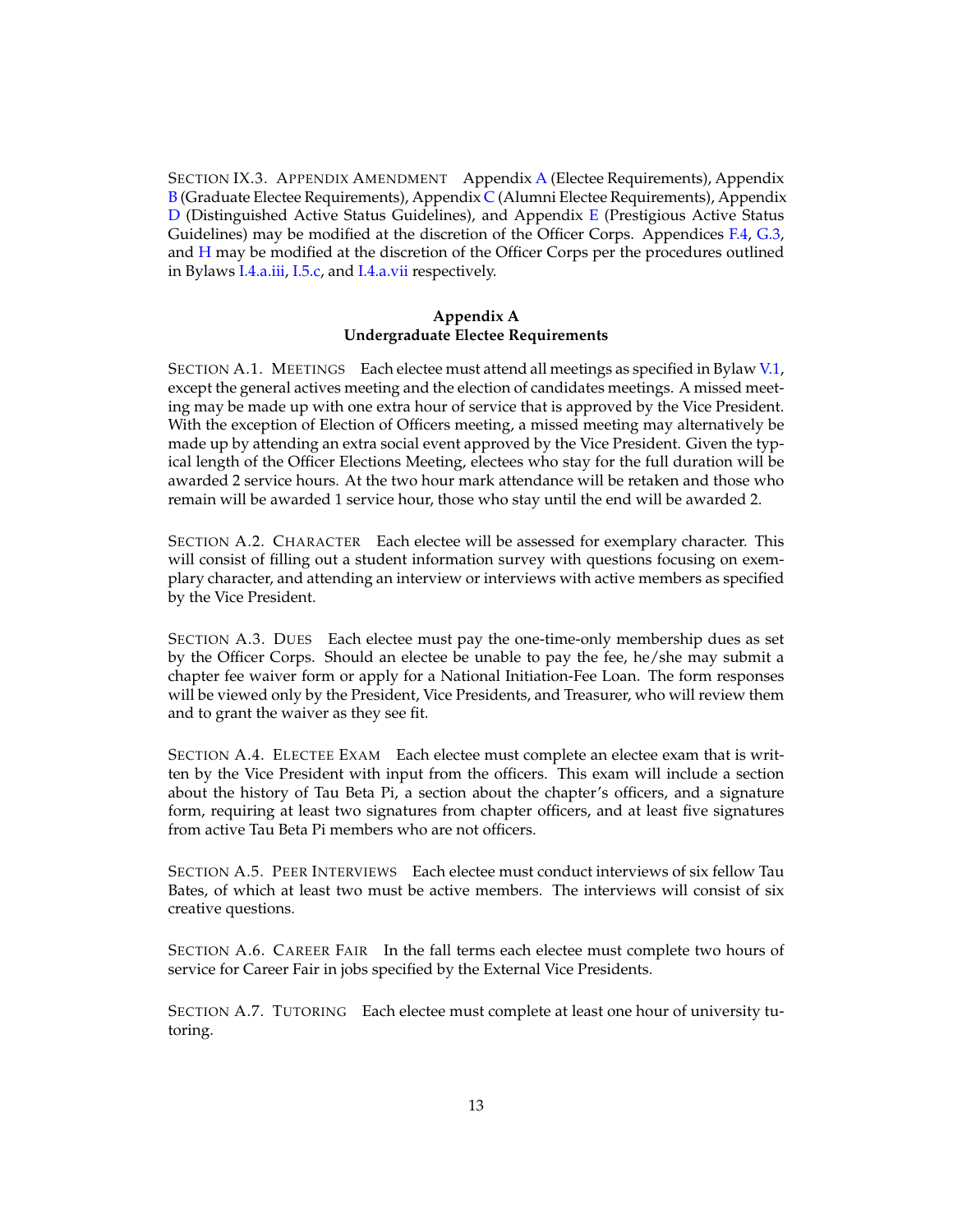SECTION IX.3. APPENDIX AMENDMENT Appendix A (Electee Requirements), Appendix B (Graduate Electee Requirements), Appendix C (Alumni Electee Requirements), Appendix D (Distinguished Active Status Guidelines), and Appendix E (Prestigious Active Status Guidelines) may be modified at the discretion of the Officer Corps. Appendices F.4, G.3, and H may be modified at the discretion of the Officer Corps per the procedures outlined in Bylaws I.4.a.iii, I.5.c, and I.4.a.vii respectively.

## Appendix A
## Undergraduate Electee Requirements

SECTION A.1. MEETINGS Each electee must attend all meetings as specified in Bylaw V.1, except the general actives meeting and the election of candidates meetings. A missed meeting may be made up with one extra hour of service that is approved by the Vice President. With the exception of Election of Officers meeting, a missed meeting may alternatively be made up by attending an extra social event approved by the Vice President. Given the typical length of the Officer Elections Meeting, electees who stay for the full duration will be awarded 2 service hours. At the two hour mark attendance will be retaken and those who remain will be awarded 1 service hour, those who stay until the end will be awarded 2.

SECTION A.2. CHARACTER Each electee will be assessed for exemplary character. This will consist of filling out a student information survey with questions focusing on exemplary character, and attending an interview or interviews with active members as specified by the Vice President.

SECTION A.3. DUES Each electee must pay the one-time-only membership dues as set by the Officer Corps. Should an electee be unable to pay the fee, he/she may submit a chapter fee waiver form or apply for a National Initiation-Fee Loan. The form responses will be viewed only by the President, Vice Presidents, and Treasurer, who will review them and to grant the waiver as they see fit.

SECTION A.4. ELECTEE EXAM Each electee must complete an electee exam that is written by the Vice President with input from the officers. This exam will include a section about the history of Tau Beta Pi, a section about the chapter's officers, and a signature form, requiring at least two signatures from chapter officers, and at least five signatures from active Tau Beta Pi members who are not officers.

SECTION A.5. PEER INTERVIEWS Each electee must conduct interviews of six fellow Tau Bates, of which at least two must be active members. The interviews will consist of six creative questions.

SECTION A.6. CAREER FAIR In the fall terms each electee must complete two hours of service for Career Fair in jobs specified by the External Vice Presidents.

SECTION A.7. TUTORING Each electee must complete at least one hour of university tutoring.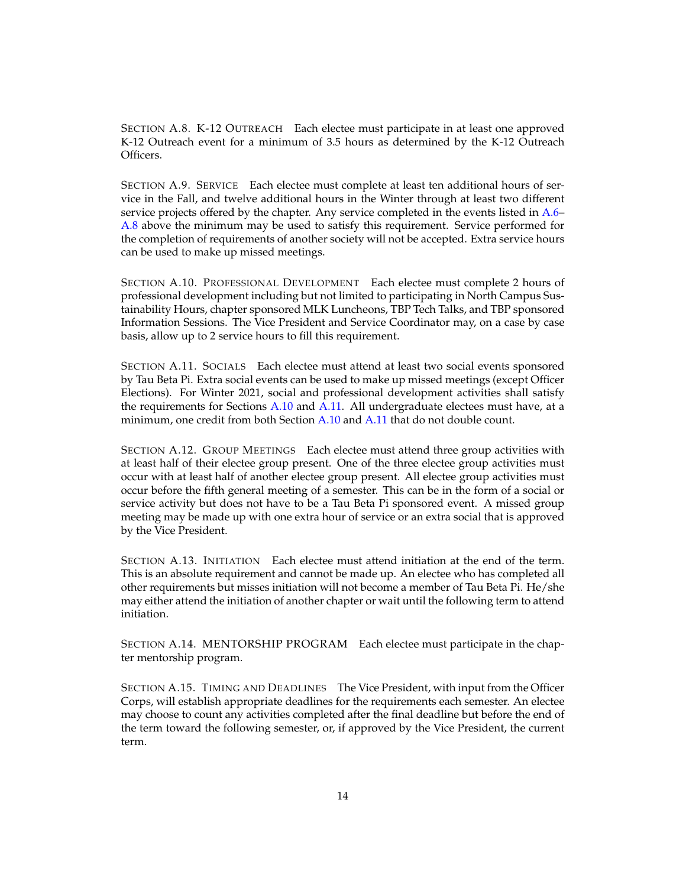**Section A.8. K-12 Outreach** Each electee must participate in at least one approved K-12 Outreach event for a minimum of 3.5 hours as determined by the K-12 Outreach Officers.

**Section A.9. Service** Each electee must complete at least ten additional hours of service in the Fall, and twelve additional hours in the Winter through at least two different service projects offered by the chapter. Any service completed in the events listed in A.6–A.8 above the minimum may be used to satisfy this requirement. Service performed for the completion of requirements of another society will not be accepted. Extra service hours can be used to make up missed meetings.

**Section A.10. Professional Development** Each electee must complete 2 hours of professional development including but not limited to participating in North Campus Sustainability Hours, chapter sponsored MLK Luncheons, TBP Tech Talks, and TBP sponsored Information Sessions. The Vice President and Service Coordinator may, on a case by case basis, allow up to 2 service hours to fill this requirement.

**Section A.11. Socials** Each electee must attend at least two social events sponsored by Tau Beta Pi. Extra social events can be used to make up missed meetings (except Officer Elections). For Winter 2021, social and professional development activities shall satisfy the requirements for Sections A.10 and A.11. All undergraduate electees must have, at a minimum, one credit from both Section A.10 and A.11 that do not double count.

**Section A.12. Group Meetings** Each electee must attend three group activities with at least half of their electee group present. One of the three electee group activities must occur with at least half of another electee group present. All electee group activities must occur before the fifth general meeting of a semester. This can be in the form of a social or service activity but does not have to be a Tau Beta Pi sponsored event. A missed group meeting may be made up with one extra hour of service or an extra social that is approved by the Vice President.

**Section A.13. Initiation** Each electee must attend initiation at the end of the term. This is an absolute requirement and cannot be made up. An electee who has completed all other requirements but misses initiation will not become a member of Tau Beta Pi. He/she may either attend the initiation of another chapter or wait until the following term to attend initiation.

**Section A.14. MENTORSHIP PROGRAM** Each electee must participate in the chapter mentorship program.

**Section A.15. Timing and Deadlines** The Vice President, with input from the Officer Corps, will establish appropriate deadlines for the requirements each semester. An electee may choose to count any activities completed after the final deadline but before the end of the term toward the following semester, or, if approved by the Vice President, the current term.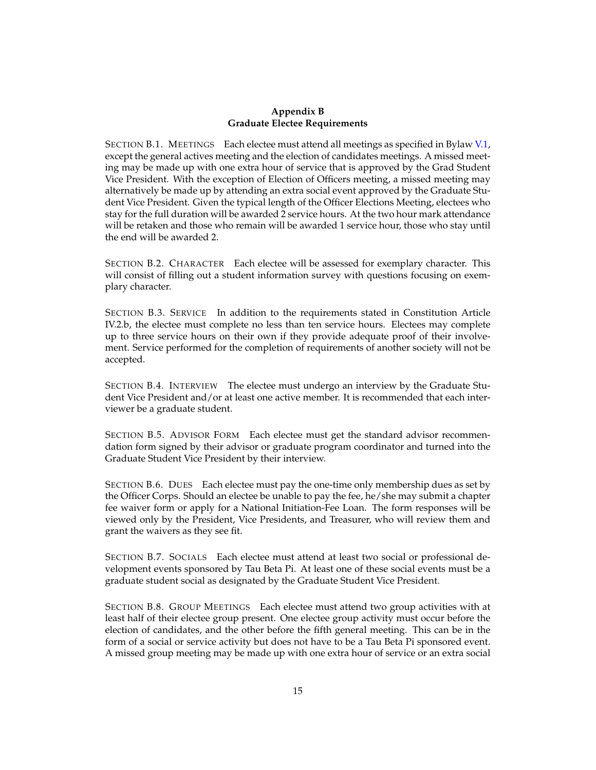## Appendix B
## Graduate Electee Requirements

SECTION B.1. MEETINGS  Each electee must attend all meetings as specified in Bylaw V.1, except the general actives meeting and the election of candidates meetings. A missed meeting may be made up with one extra hour of service that is approved by the Grad Student Vice President. With the exception of Election of Officers meeting, a missed meeting may alternatively be made up by attending an extra social event approved by the Graduate Student Vice President. Given the typical length of the Officer Elections Meeting, electees who stay for the full duration will be awarded 2 service hours. At the two hour mark attendance will be retaken and those who remain will be awarded 1 service hour, those who stay until the end will be awarded 2.

SECTION B.2. CHARACTER  Each electee will be assessed for exemplary character. This will consist of filling out a student information survey with questions focusing on exemplary character.

SECTION B.3. SERVICE  In addition to the requirements stated in Constitution Article IV.2.b, the electee must complete no less than ten service hours. Electees may complete up to three service hours on their own if they provide adequate proof of their involvement. Service performed for the completion of requirements of another society will not be accepted.

SECTION B.4. INTERVIEW  The electee must undergo an interview by the Graduate Student Vice President and/or at least one active member. It is recommended that each interviewer be a graduate student.

SECTION B.5. ADVISOR FORM  Each electee must get the standard advisor recommendation form signed by their advisor or graduate program coordinator and turned into the Graduate Student Vice President by their interview.

SECTION B.6. DUES  Each electee must pay the one-time only membership dues as set by the Officer Corps. Should an electee be unable to pay the fee, he/she may submit a chapter fee waiver form or apply for a National Initiation-Fee Loan. The form responses will be viewed only by the President, Vice Presidents, and Treasurer, who will review them and grant the waivers as they see fit.

SECTION B.7. SOCIALS  Each electee must attend at least two social or professional development events sponsored by Tau Beta Pi. At least one of these social events must be a graduate student social as designated by the Graduate Student Vice President.

SECTION B.8. GROUP MEETINGS  Each electee must attend two group activities with at least half of their electee group present. One electee group activity must occur before the election of candidates, and the other before the fifth general meeting. This can be in the form of a social or service activity but does not have to be a Tau Beta Pi sponsored event. A missed group meeting may be made up with one extra hour of service or an extra social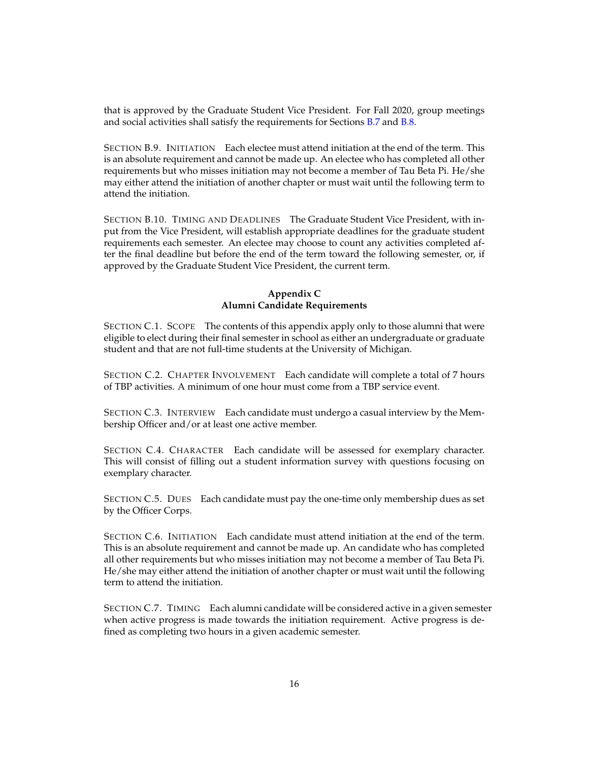that is approved by the Graduate Student Vice President. For Fall 2020, group meetings and social activities shall satisfy the requirements for Sections B.7 and B.8.

SECTION B.9. INITIATION Each electee must attend initiation at the end of the term. This is an absolute requirement and cannot be made up. An electee who has completed all other requirements but who misses initiation may not become a member of Tau Beta Pi. He/she may either attend the initiation of another chapter or must wait until the following term to attend the initiation.

SECTION B.10. TIMING AND DEADLINES The Graduate Student Vice President, with input from the Vice President, will establish appropriate deadlines for the graduate student requirements each semester. An electee may choose to count any activities completed after the final deadline but before the end of the term toward the following semester, or, if approved by the Graduate Student Vice President, the current term.

## Appendix C
## Alumni Candidate Requirements

SECTION C.1. SCOPE The contents of this appendix apply only to those alumni that were eligible to elect during their final semester in school as either an undergraduate or graduate student and that are not full-time students at the University of Michigan.

SECTION C.2. CHAPTER INVOLVEMENT Each candidate will complete a total of 7 hours of TBP activities. A minimum of one hour must come from a TBP service event.

SECTION C.3. INTERVIEW Each candidate must undergo a casual interview by the Membership Officer and/or at least one active member.

SECTION C.4. CHARACTER Each candidate will be assessed for exemplary character. This will consist of filling out a student information survey with questions focusing on exemplary character.

SECTION C.5. DUES Each candidate must pay the one-time only membership dues as set by the Officer Corps.

SECTION C.6. INITIATION Each candidate must attend initiation at the end of the term. This is an absolute requirement and cannot be made up. An candidate who has completed all other requirements but who misses initiation may not become a member of Tau Beta Pi. He/she may either attend the initiation of another chapter or must wait until the following term to attend the initiation.

SECTION C.7. TIMING Each alumni candidate will be considered active in a given semester when active progress is made towards the initiation requirement. Active progress is defined as completing two hours in a given academic semester.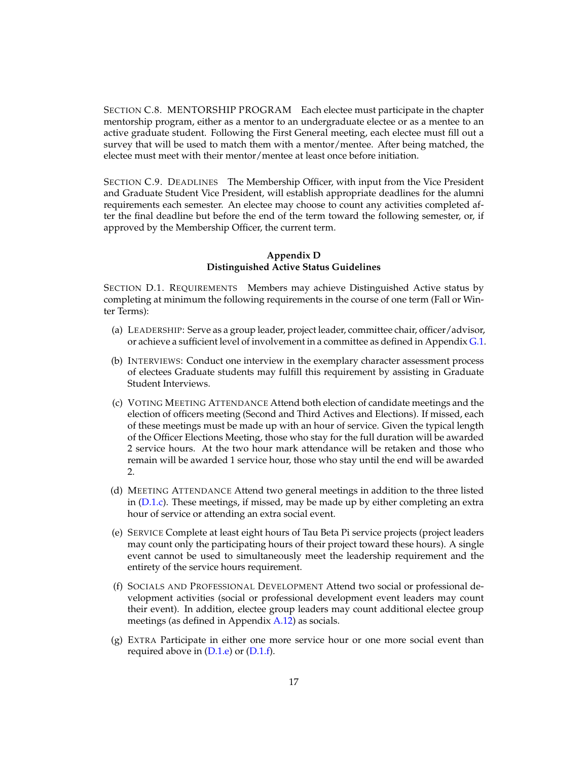SECTION C.8. MENTORSHIP PROGRAM Each electee must participate in the chapter mentorship program, either as a mentor to an undergraduate electee or as a mentee to an active graduate student. Following the First General meeting, each electee must fill out a survey that will be used to match them with a mentor/mentee. After being matched, the electee must meet with their mentor/mentee at least once before initiation.

SECTION C.9. DEADLINES The Membership Officer, with input from the Vice President and Graduate Student Vice President, will establish appropriate deadlines for the alumni requirements each semester. An electee may choose to count any activities completed after the final deadline but before the end of the term toward the following semester, or, if approved by the Membership Officer, the current term.

## Appendix D
## Distinguished Active Status Guidelines

SECTION D.1. REQUIREMENTS Members may achieve Distinguished Active status by completing at minimum the following requirements in the course of one term (Fall or Winter Terms):

(a) LEADERSHIP: Serve as a group leader, project leader, committee chair, officer/advisor, or achieve a sufficient level of involvement in a committee as defined in Appendix G.1.

(b) INTERVIEWS: Conduct one interview in the exemplary character assessment process of electees Graduate students may fulfill this requirement by assisting in Graduate Student Interviews.

(c) VOTING MEETING ATTENDANCE Attend both election of candidate meetings and the election of officers meeting (Second and Third Actives and Elections). If missed, each of these meetings must be made up with an hour of service. Given the typical length of the Officer Elections Meeting, those who stay for the full duration will be awarded 2 service hours. At the two hour mark attendance will be retaken and those who remain will be awarded 1 service hour, those who stay until the end will be awarded 2.

(d) MEETING ATTENDANCE Attend two general meetings in addition to the three listed in (D.1.c). These meetings, if missed, may be made up by either completing an extra hour of service or attending an extra social event.

(e) SERVICE Complete at least eight hours of Tau Beta Pi service projects (project leaders may count only the participating hours of their project toward these hours). A single event cannot be used to simultaneously meet the leadership requirement and the entirety of the service hours requirement.

(f) SOCIALS AND PROFESSIONAL DEVELOPMENT Attend two social or professional development activities (social or professional development event leaders may count their event). In addition, electee group leaders may count additional electee group meetings (as defined in Appendix A.12) as socials.

(g) EXTRA Participate in either one more service hour or one more social event than required above in (D.1.e) or (D.1.f).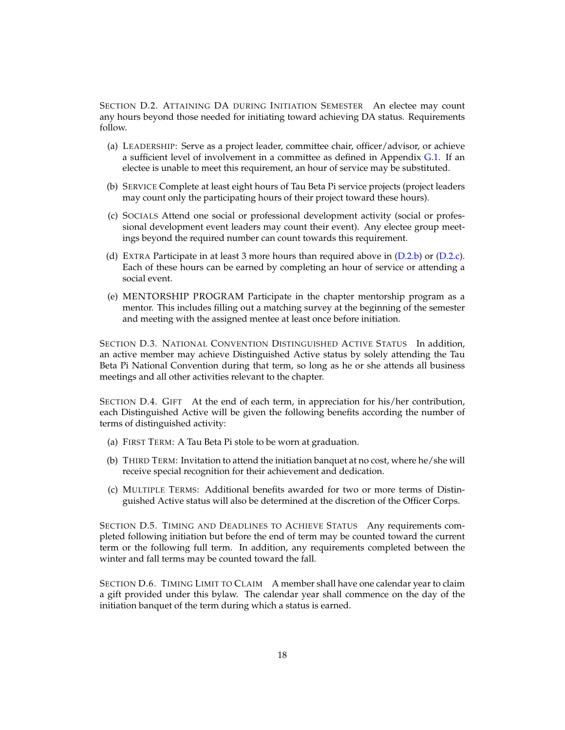**Section D.2. Attaining DA during Initiation Semester** An electee may count any hours beyond those needed for initiating toward achieving DA status. Requirements follow.

(a) Leadership: Serve as a project leader, committee chair, officer/advisor, or achieve a sufficient level of involvement in a committee as defined in Appendix G.1. If an electee is unable to meet this requirement, an hour of service may be substituted.

(b) Service Complete at least eight hours of Tau Beta Pi service projects (project leaders may count only the participating hours of their project toward these hours).

(c) Socials Attend one social or professional development activity (social or professional development event leaders may count their event). Any electee group meetings beyond the required number can count towards this requirement.

(d) Extra Participate in at least 3 more hours than required above in (D.2.b) or (D.2.c). Each of these hours can be earned by completing an hour of service or attending a social event.

(e) MENTORSHIP PROGRAM Participate in the chapter mentorship program as a mentor. This includes filling out a matching survey at the beginning of the semester and meeting with the assigned mentee at least once before initiation.

**Section D.3. National Convention Distinguished Active Status** In addition, an active member may achieve Distinguished Active status by solely attending the Tau Beta Pi National Convention during that term, so long as he or she attends all business meetings and all other activities relevant to the chapter.

**Section D.4. Gift** At the end of each term, in appreciation for his/her contribution, each Distinguished Active will be given the following benefits according the number of terms of distinguished activity:

(a) First Term: A Tau Beta Pi stole to be worn at graduation.

(b) Third Term: Invitation to attend the initiation banquet at no cost, where he/she will receive special recognition for their achievement and dedication.

(c) Multiple Terms: Additional benefits awarded for two or more terms of Distinguished Active status will also be determined at the discretion of the Officer Corps.

**Section D.5. Timing and Deadlines to Achieve Status** Any requirements completed following initiation but before the end of term may be counted toward the current term or the following full term. In addition, any requirements completed between the winter and fall terms may be counted toward the fall.

**Section D.6. Timing Limit to Claim** A member shall have one calendar year to claim a gift provided under this bylaw. The calendar year shall commence on the day of the initiation banquet of the term during which a status is earned.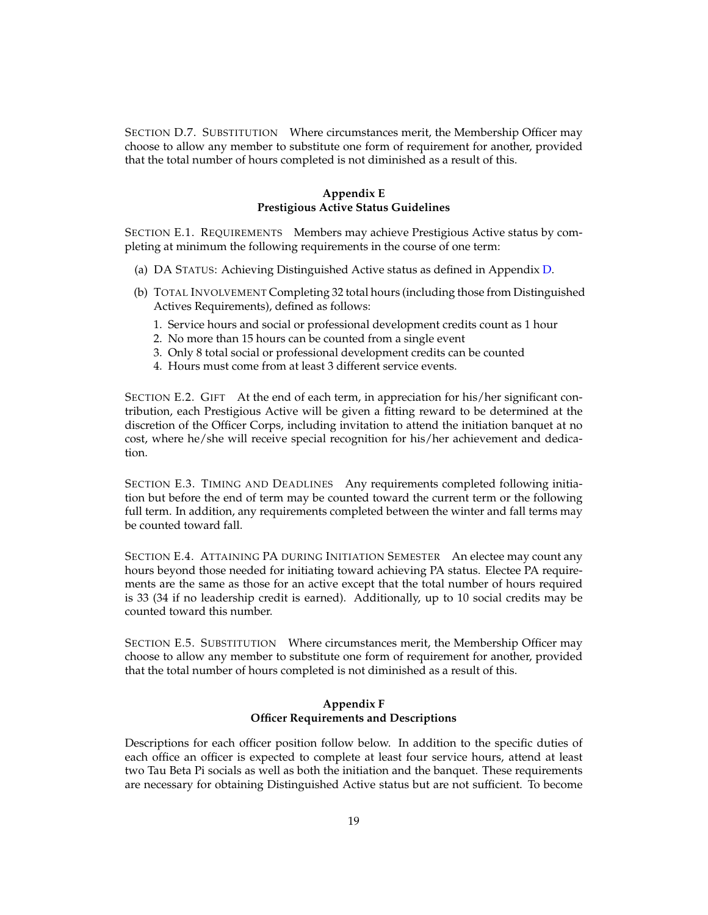SECTION D.7. SUBSTITUTION Where circumstances merit, the Membership Officer may choose to allow any member to substitute one form of requirement for another, provided that the total number of hours completed is not diminished as a result of this.

## Appendix E
## Prestigious Active Status Guidelines

SECTION E.1. REQUIREMENTS Members may achieve Prestigious Active status by completing at minimum the following requirements in the course of one term:

(a) DA STATUS: Achieving Distinguished Active status as defined in Appendix D.

(b) TOTAL INVOLVEMENT Completing 32 total hours (including those from Distinguished Actives Requirements), defined as follows:

1. Service hours and social or professional development credits count as 1 hour
2. No more than 15 hours can be counted from a single event
3. Only 8 total social or professional development credits can be counted
4. Hours must come from at least 3 different service events.

SECTION E.2. GIFT At the end of each term, in appreciation for his/her significant contribution, each Prestigious Active will be given a fitting reward to be determined at the discretion of the Officer Corps, including invitation to attend the initiation banquet at no cost, where he/she will receive special recognition for his/her achievement and dedication.

SECTION E.3. TIMING AND DEADLINES Any requirements completed following initiation but before the end of term may be counted toward the current term or the following full term. In addition, any requirements completed between the winter and fall terms may be counted toward fall.

SECTION E.4. ATTAINING PA DURING INITIATION SEMESTER An electee may count any hours beyond those needed for initiating toward achieving PA status. Electee PA requirements are the same as those for an active except that the total number of hours required is 33 (34 if no leadership credit is earned). Additionally, up to 10 social credits may be counted toward this number.

SECTION E.5. SUBSTITUTION Where circumstances merit, the Membership Officer may choose to allow any member to substitute one form of requirement for another, provided that the total number of hours completed is not diminished as a result of this.

## Appendix F
## Officer Requirements and Descriptions

Descriptions for each officer position follow below. In addition to the specific duties of each office an officer is expected to complete at least four service hours, attend at least two Tau Beta Pi socials as well as both the initiation and the banquet. These requirements are necessary for obtaining Distinguished Active status but are not sufficient. To become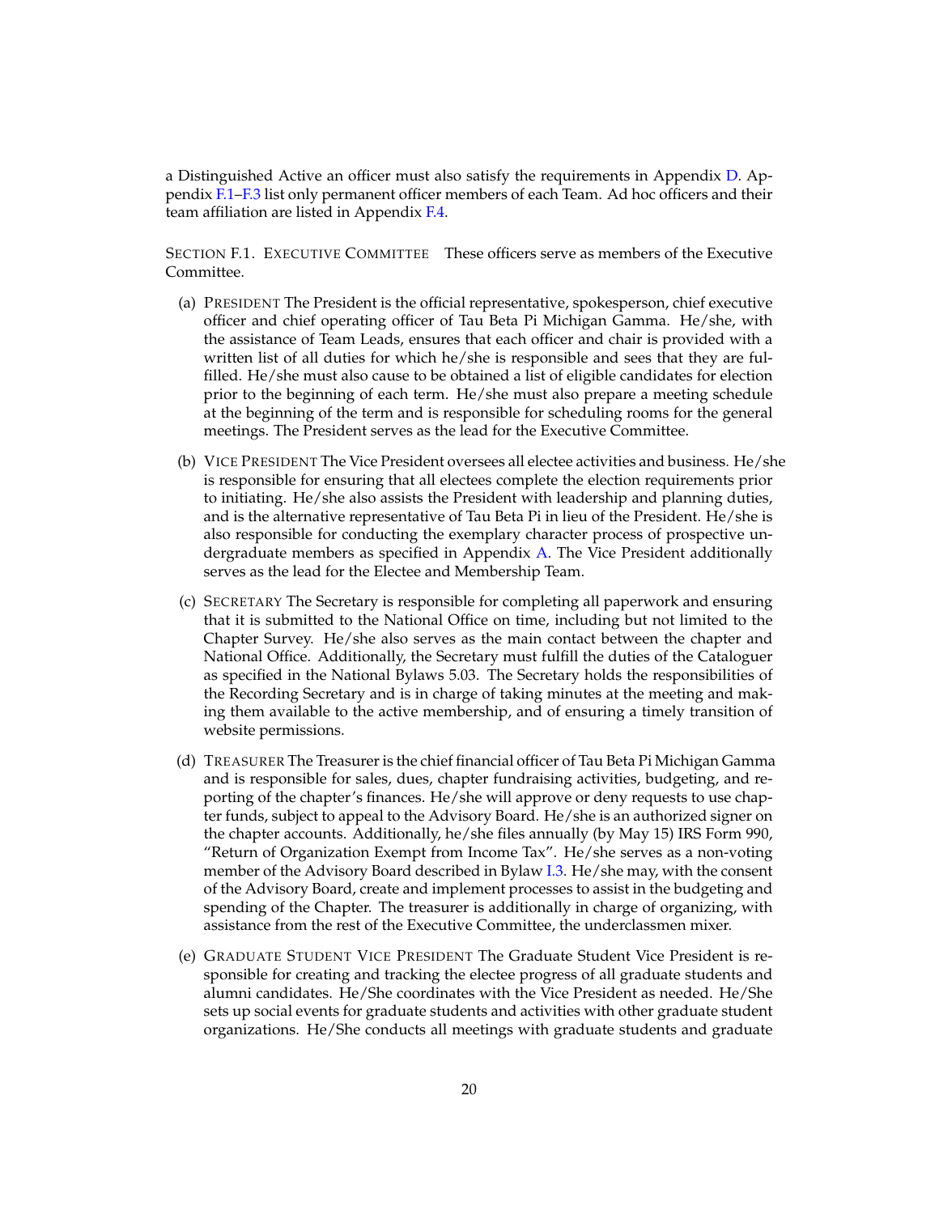a Distinguished Active an officer must also satisfy the requirements in Appendix D. Appendix F.1–F.3 list only permanent officer members of each Team. Ad hoc officers and their team affiliation are listed in Appendix F.4.

SECTION F.1. EXECUTIVE COMMITTEE These officers serve as members of the Executive Committee.

(a) PRESIDENT The President is the official representative, spokesperson, chief executive officer and chief operating officer of Tau Beta Pi Michigan Gamma. He/she, with the assistance of Team Leads, ensures that each officer and chair is provided with a written list of all duties for which he/she is responsible and sees that they are fulfilled. He/she must also cause to be obtained a list of eligible candidates for election prior to the beginning of each term. He/she must also prepare a meeting schedule at the beginning of the term and is responsible for scheduling rooms for the general meetings. The President serves as the lead for the Executive Committee.

(b) VICE PRESIDENT The Vice President oversees all electee activities and business. He/she is responsible for ensuring that all electees complete the election requirements prior to initiating. He/she also assists the President with leadership and planning duties, and is the alternative representative of Tau Beta Pi in lieu of the President. He/she is also responsible for conducting the exemplary character process of prospective undergraduate members as specified in Appendix A. The Vice President additionally serves as the lead for the Electee and Membership Team.

(c) SECRETARY The Secretary is responsible for completing all paperwork and ensuring that it is submitted to the National Office on time, including but not limited to the Chapter Survey. He/she also serves as the main contact between the chapter and National Office. Additionally, the Secretary must fulfill the duties of the Cataloguer as specified in the National Bylaws 5.03. The Secretary holds the responsibilities of the Recording Secretary and is in charge of taking minutes at the meeting and making them available to the active membership, and of ensuring a timely transition of website permissions.

(d) TREASURER The Treasurer is the chief financial officer of Tau Beta Pi Michigan Gamma and is responsible for sales, dues, chapter fundraising activities, budgeting, and reporting of the chapter's finances. He/she will approve or deny requests to use chapter funds, subject to appeal to the Advisory Board. He/she is an authorized signer on the chapter accounts. Additionally, he/she files annually (by May 15) IRS Form 990, "Return of Organization Exempt from Income Tax". He/she serves as a non-voting member of the Advisory Board described in Bylaw I.3. He/she may, with the consent of the Advisory Board, create and implement processes to assist in the budgeting and spending of the Chapter. The treasurer is additionally in charge of organizing, with assistance from the rest of the Executive Committee, the underclassmen mixer.

(e) GRADUATE STUDENT VICE PRESIDENT The Graduate Student Vice President is responsible for creating and tracking the electee progress of all graduate students and alumni candidates. He/She coordinates with the Vice President as needed. He/She sets up social events for graduate students and activities with other graduate student organizations. He/She conducts all meetings with graduate students and graduate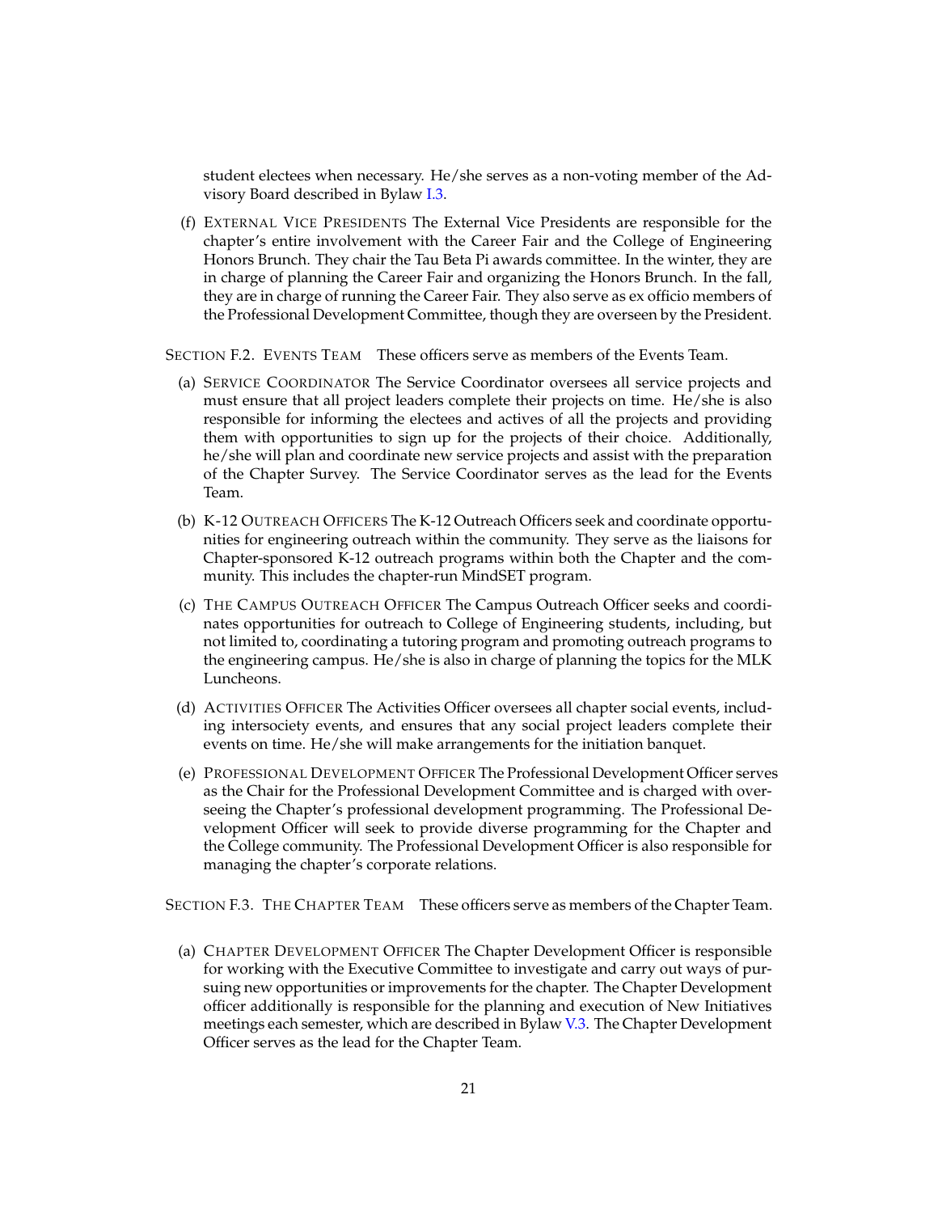student electees when necessary. He/she serves as a non-voting member of the Advisory Board described in Bylaw I.3.

(f) External Vice Presidents The External Vice Presidents are responsible for the chapter's entire involvement with the Career Fair and the College of Engineering Honors Brunch. They chair the Tau Beta Pi awards committee. In the winter, they are in charge of planning the Career Fair and organizing the Honors Brunch. In the fall, they are in charge of running the Career Fair. They also serve as ex officio members of the Professional Development Committee, though they are overseen by the President.

Section F.2. Events Team These officers serve as members of the Events Team.

(a) Service Coordinator The Service Coordinator oversees all service projects and must ensure that all project leaders complete their projects on time. He/she is also responsible for informing the electees and actives of all the projects and providing them with opportunities to sign up for the projects of their choice. Additionally, he/she will plan and coordinate new service projects and assist with the preparation of the Chapter Survey. The Service Coordinator serves as the lead for the Events Team.

(b) K-12 Outreach Officers The K-12 Outreach Officers seek and coordinate opportunities for engineering outreach within the community. They serve as the liaisons for Chapter-sponsored K-12 outreach programs within both the Chapter and the community. This includes the chapter-run MindSET program.

(c) The Campus Outreach Officer The Campus Outreach Officer seeks and coordinates opportunities for outreach to College of Engineering students, including, but not limited to, coordinating a tutoring program and promoting outreach programs to the engineering campus. He/she is also in charge of planning the topics for the MLK Luncheons.

(d) Activities Officer The Activities Officer oversees all chapter social events, including intersociety events, and ensures that any social project leaders complete their events on time. He/she will make arrangements for the initiation banquet.

(e) Professional Development Officer The Professional Development Officer serves as the Chair for the Professional Development Committee and is charged with overseeing the Chapter's professional development programming. The Professional Development Officer will seek to provide diverse programming for the Chapter and the College community. The Professional Development Officer is also responsible for managing the chapter's corporate relations.

Section F.3. The Chapter Team These officers serve as members of the Chapter Team.

(a) Chapter Development Officer The Chapter Development Officer is responsible for working with the Executive Committee to investigate and carry out ways of pursuing new opportunities or improvements for the chapter. The Chapter Development officer additionally is responsible for the planning and execution of New Initiatives meetings each semester, which are described in Bylaw V.3. The Chapter Development Officer serves as the lead for the Chapter Team.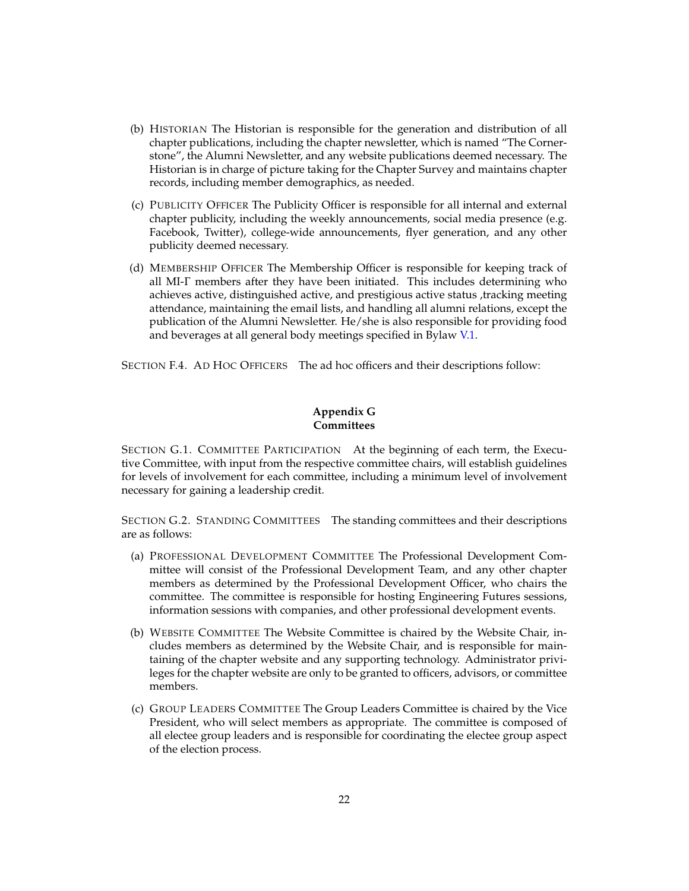(b) HISTORIAN The Historian is responsible for the generation and distribution of all chapter publications, including the chapter newsletter, which is named "The Cornerstone", the Alumni Newsletter, and any website publications deemed necessary. The Historian is in charge of picture taking for the Chapter Survey and maintains chapter records, including member demographics, as needed.

(c) PUBLICITY OFFICER The Publicity Officer is responsible for all internal and external chapter publicity, including the weekly announcements, social media presence (e.g. Facebook, Twitter), college-wide announcements, flyer generation, and any other publicity deemed necessary.

(d) MEMBERSHIP OFFICER The Membership Officer is responsible for keeping track of all MI-Γ members after they have been initiated. This includes determining who achieves active, distinguished active, and prestigious active status ,tracking meeting attendance, maintaining the email lists, and handling all alumni relations, except the publication of the Alumni Newsletter. He/she is also responsible for providing food and beverages at all general body meetings specified in Bylaw V.1.

SECTION F.4. AD HOC OFFICERS The ad hoc officers and their descriptions follow:

## Appendix G
## Committees

SECTION G.1. COMMITTEE PARTICIPATION At the beginning of each term, the Executive Committee, with input from the respective committee chairs, will establish guidelines for levels of involvement for each committee, including a minimum level of involvement necessary for gaining a leadership credit.

SECTION G.2. STANDING COMMITTEES The standing committees and their descriptions are as follows:

(a) PROFESSIONAL DEVELOPMENT COMMITTEE The Professional Development Committee will consist of the Professional Development Team, and any other chapter members as determined by the Professional Development Officer, who chairs the committee. The committee is responsible for hosting Engineering Futures sessions, information sessions with companies, and other professional development events.

(b) WEBSITE COMMITTEE The Website Committee is chaired by the Website Chair, includes members as determined by the Website Chair, and is responsible for maintaining of the chapter website and any supporting technology. Administrator privileges for the chapter website are only to be granted to officers, advisors, or committee members.

(c) GROUP LEADERS COMMITTEE The Group Leaders Committee is chaired by the Vice President, who will select members as appropriate. The committee is composed of all electee group leaders and is responsible for coordinating the electee group aspect of the election process.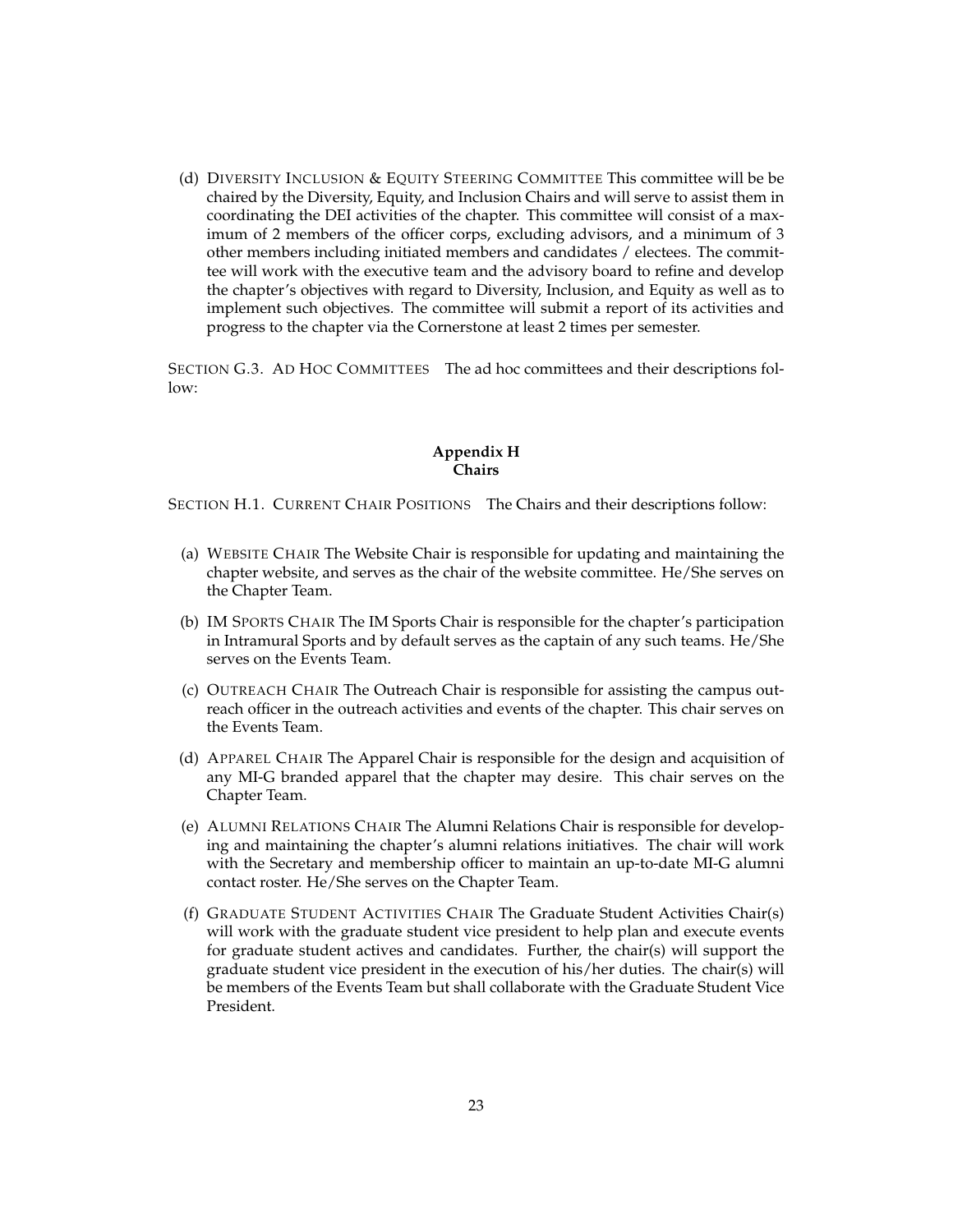(d) DIVERSITY INCLUSION & EQUITY STEERING COMMITTEE This committee will be be chaired by the Diversity, Equity, and Inclusion Chairs and will serve to assist them in coordinating the DEI activities of the chapter. This committee will consist of a maximum of 2 members of the officer corps, excluding advisors, and a minimum of 3 other members including initiated members and candidates / electees. The committee will work with the executive team and the advisory board to refine and develop the chapter's objectives with regard to Diversity, Inclusion, and Equity as well as to implement such objectives. The committee will submit a report of its activities and progress to the chapter via the Cornerstone at least 2 times per semester.

SECTION G.3. AD HOC COMMITTEES The ad hoc committees and their descriptions follow:

## Appendix H
## Chairs

SECTION H.1. CURRENT CHAIR POSITIONS The Chairs and their descriptions follow:

(a) WEBSITE CHAIR The Website Chair is responsible for updating and maintaining the chapter website, and serves as the chair of the website committee. He/She serves on the Chapter Team.

(b) IM SPORTS CHAIR The IM Sports Chair is responsible for the chapter's participation in Intramural Sports and by default serves as the captain of any such teams. He/She serves on the Events Team.

(c) OUTREACH CHAIR The Outreach Chair is responsible for assisting the campus outreach officer in the outreach activities and events of the chapter. This chair serves on the Events Team.

(d) APPAREL CHAIR The Apparel Chair is responsible for the design and acquisition of any MI-G branded apparel that the chapter may desire. This chair serves on the Chapter Team.

(e) ALUMNI RELATIONS CHAIR The Alumni Relations Chair is responsible for developing and maintaining the chapter's alumni relations initiatives. The chair will work with the Secretary and membership officer to maintain an up-to-date MI-G alumni contact roster. He/She serves on the Chapter Team.

(f) GRADUATE STUDENT ACTIVITIES CHAIR The Graduate Student Activities Chair(s) will work with the graduate student vice president to help plan and execute events for graduate student actives and candidates. Further, the chair(s) will support the graduate student vice president in the execution of his/her duties. The chair(s) will be members of the Events Team but shall collaborate with the Graduate Student Vice President.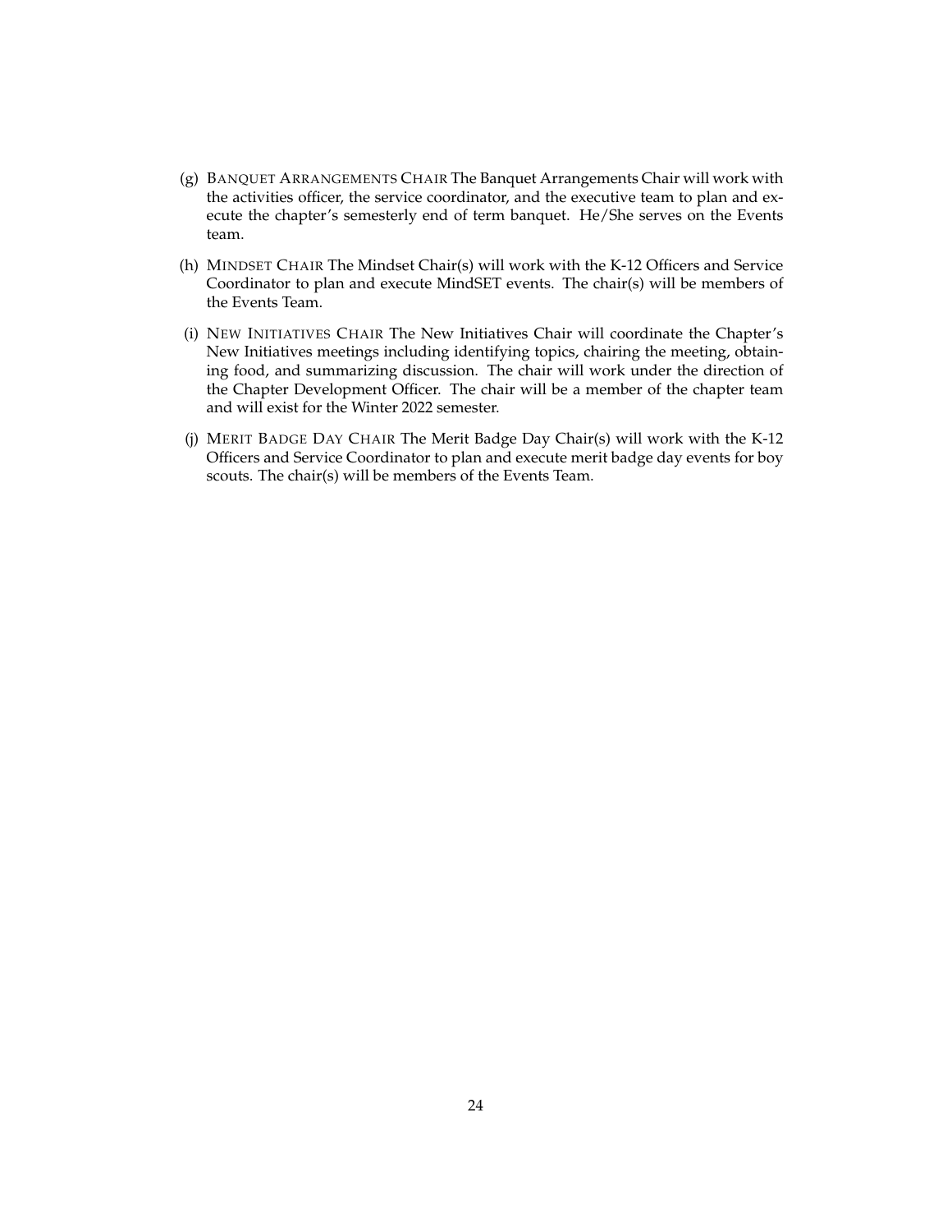(g) BANQUET ARRANGEMENTS CHAIR The Banquet Arrangements Chair will work with the activities officer, the service coordinator, and the executive team to plan and execute the chapter's semesterly end of term banquet. He/She serves on the Events team.

(h) MINDSET CHAIR The Mindset Chair(s) will work with the K-12 Officers and Service Coordinator to plan and execute MindSET events. The chair(s) will be members of the Events Team.

(i) NEW INITIATIVES CHAIR The New Initiatives Chair will coordinate the Chapter's New Initiatives meetings including identifying topics, chairing the meeting, obtaining food, and summarizing discussion. The chair will work under the direction of the Chapter Development Officer. The chair will be a member of the chapter team and will exist for the Winter 2022 semester.

(j) MERIT BADGE DAY CHAIR The Merit Badge Day Chair(s) will work with the K-12 Officers and Service Coordinator to plan and execute merit badge day events for boy scouts. The chair(s) will be members of the Events Team.